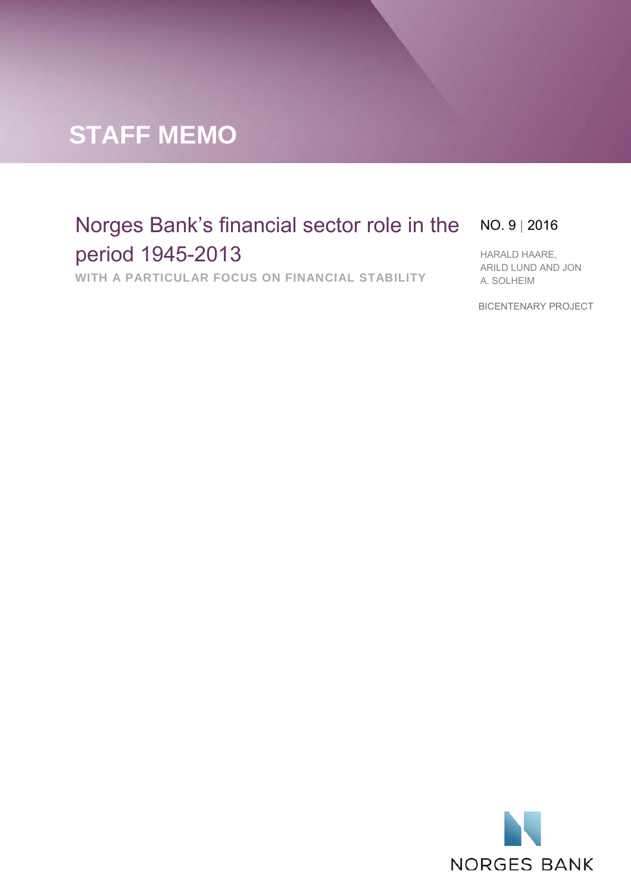STAFF MEMO

# Norges Bank's financial sector role in the period 1945-2013

**WITH A PARTICULAR FOCUS ON FINANCIAL STABILITY**

NO. 9 | 2016

HARALD HAARE, ARILD LUND AND JON A. SOLHEIM

BICENTENARY PROJECT

NORGES BANK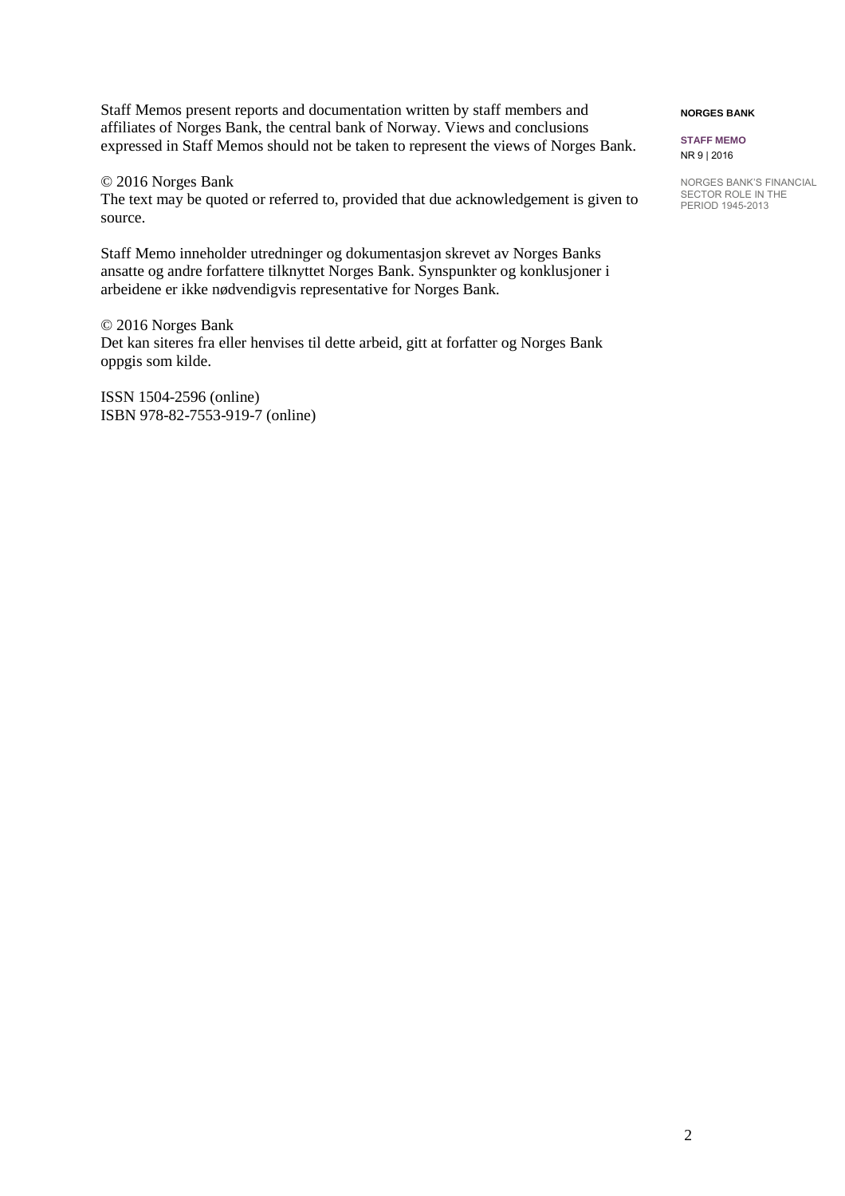Staff Memos present reports and documentation written by staff members and affiliates of Norges Bank, the central bank of Norway. Views and conclusions expressed in Staff Memos should not be taken to represent the views of Norges Bank.

© 2016 Norges Bank
The text may be quoted or referred to, provided that due acknowledgement is given to source.

Staff Memo inneholder utredninger og dokumentasjon skrevet av Norges Banks ansatte og andre forfattere tilknyttet Norges Bank. Synspunkter og konklusjoner i arbeidene er ikke nødvendigvis representative for Norges Bank.

© 2016 Norges Bank
Det kan siteres fra eller henvises til dette arbeid, gitt at forfatter og Norges Bank oppgis som kilde.

ISSN 1504-2596 (online)
ISBN 978-82-7553-919-7 (online)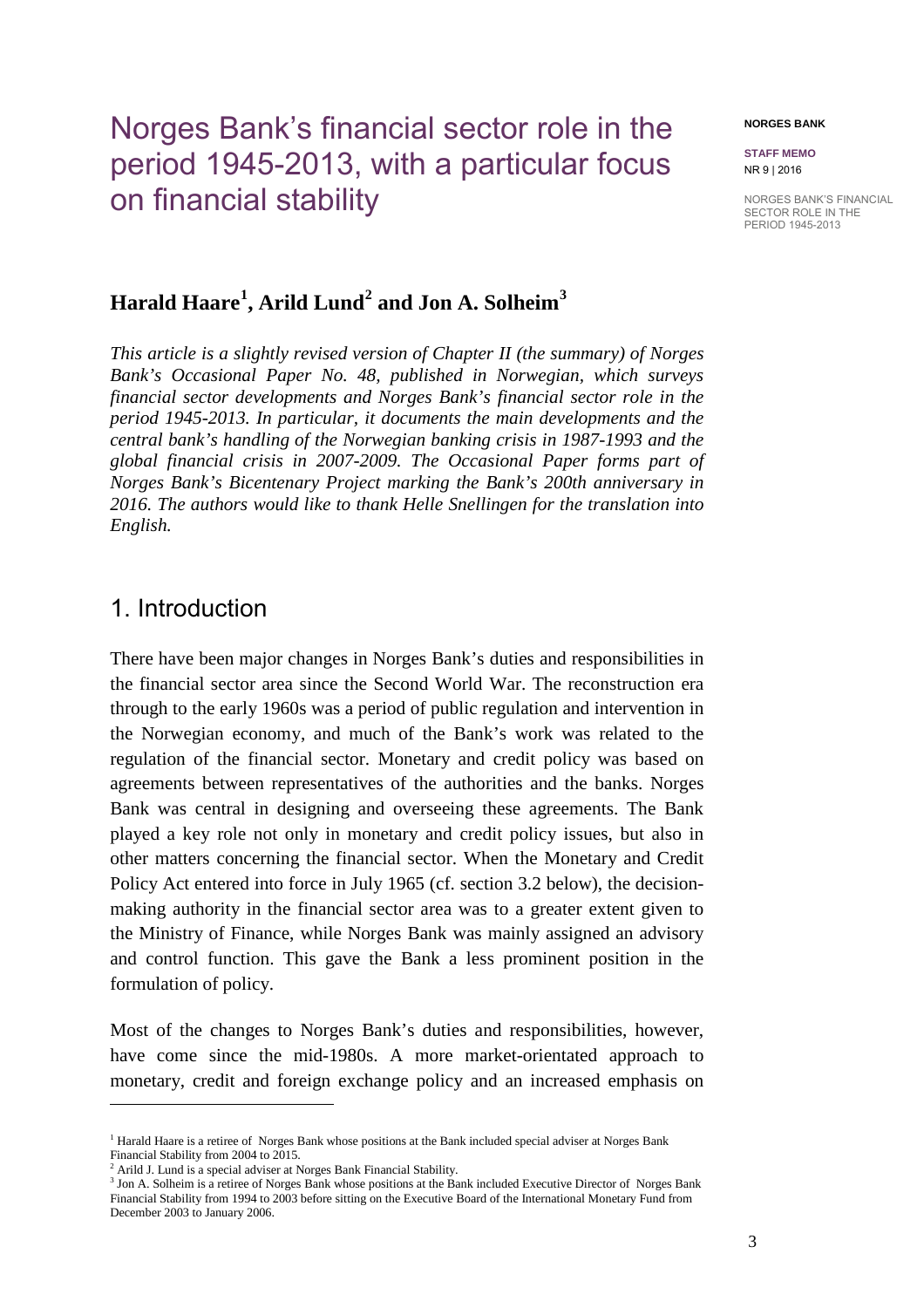# Norges Bank's financial sector role in the period 1945-2013, with a particular focus on financial stability

## Harald Haare[1], Arild Lund[2] and Jon A. Solheim[3]

*This article is a slightly revised version of Chapter II (the summary) of Norges Bank's Occasional Paper No. 48, published in Norwegian, which surveys financial sector developments and Norges Bank's financial sector role in the period 1945-2013. In particular, it documents the main developments and the central bank's handling of the Norwegian banking crisis in 1987-1993 and the global financial crisis in 2007-2009. The Occasional Paper forms part of Norges Bank's Bicentenary Project marking the Bank's 200th anniversary in 2016. The authors would like to thank Helle Snellingen for the translation into English.*

## 1. Introduction

There have been major changes in Norges Bank's duties and responsibilities in the financial sector area since the Second World War. The reconstruction era through to the early 1960s was a period of public regulation and intervention in the Norwegian economy, and much of the Bank's work was related to the regulation of the financial sector. Monetary and credit policy was based on agreements between representatives of the authorities and the banks. Norges Bank was central in designing and overseeing these agreements. The Bank played a key role not only in monetary and credit policy issues, but also in other matters concerning the financial sector. When the Monetary and Credit Policy Act entered into force in July 1965 (cf. section 3.2 below), the decision-making authority in the financial sector area was to a greater extent given to the Ministry of Finance, while Norges Bank was mainly assigned an advisory and control function. This gave the Bank a less prominent position in the formulation of policy.

Most of the changes to Norges Bank's duties and responsibilities, however, have come since the mid-1980s. A more market-orientated approach to monetary, credit and foreign exchange policy and an increased emphasis on

[1] Harald Haare is a retiree of Norges Bank whose positions at the Bank included special adviser at Norges Bank Financial Stability from 2004 to 2015.

[2] Arild J. Lund is a special adviser at Norges Bank Financial Stability.

[3] Jon A. Solheim is a retiree of Norges Bank whose positions at the Bank included Executive Director of Norges Bank Financial Stability from 1994 to 2003 before sitting on the Executive Board of the International Monetary Fund from December 2003 to January 2006.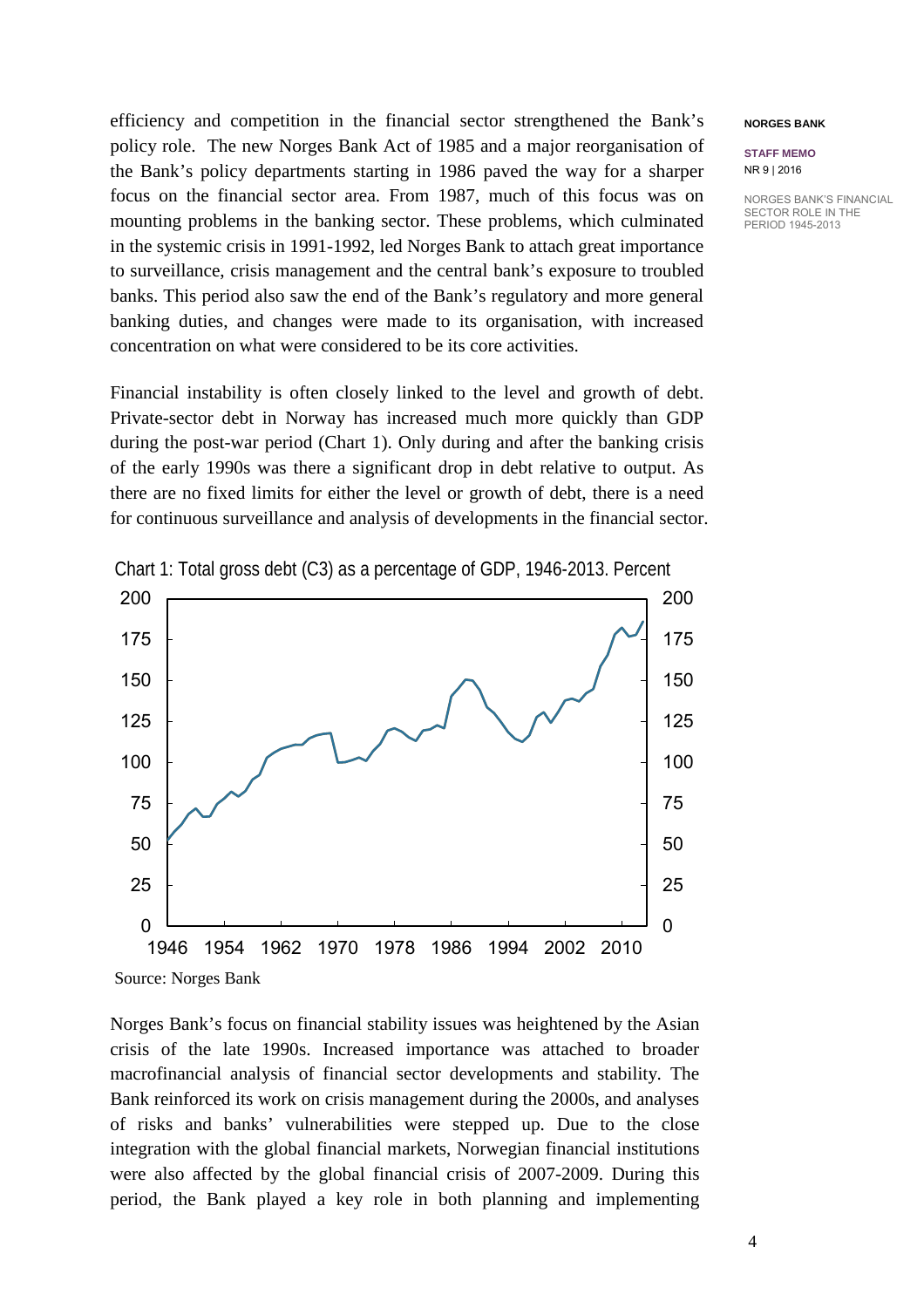efficiency and competition in the financial sector strengthened the Bank's policy role. The new Norges Bank Act of 1985 and a major reorganisation of the Bank's policy departments starting in 1986 paved the way for a sharper focus on the financial sector area. From 1987, much of this focus was on mounting problems in the banking sector. These problems, which culminated in the systemic crisis in 1991-1992, led Norges Bank to attach great importance to surveillance, crisis management and the central bank's exposure to troubled banks. This period also saw the end of the Bank's regulatory and more general banking duties, and changes were made to its organisation, with increased concentration on what were considered to be its core activities.

Financial instability is often closely linked to the level and growth of debt. Private-sector debt in Norway has increased much more quickly than GDP during the post-war period (Chart 1). Only during and after the banking crisis of the early 1990s was there a significant drop in debt relative to output. As there are no fixed limits for either the level or growth of debt, there is a need for continuous surveillance and analysis of developments in the financial sector.

Chart 1: Total gross debt (C3) as a percentage of GDP, 1946-2013. Percent

Source: Norges Bank

Norges Bank's focus on financial stability issues was heightened by the Asian crisis of the late 1990s. Increased importance was attached to broader macrofinancial analysis of financial sector developments and stability. The Bank reinforced its work on crisis management during the 2000s, and analyses of risks and banks' vulnerabilities were stepped up. Due to the close integration with the global financial markets, Norwegian financial institutions were also affected by the global financial crisis of 2007-2009. During this period, the Bank played a key role in both planning and implementing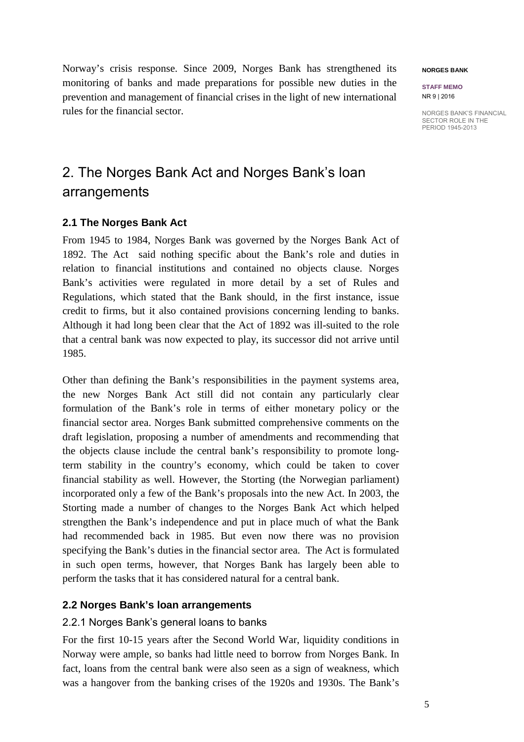Norway's crisis response. Since 2009, Norges Bank has strengthened its monitoring of banks and made preparations for possible new duties in the prevention and management of financial crises in the light of new international rules for the financial sector.

## 2. The Norges Bank Act and Norges Bank's loan arrangements

### 2.1 The Norges Bank Act

From 1945 to 1984, Norges Bank was governed by the Norges Bank Act of 1892. The Act said nothing specific about the Bank's role and duties in relation to financial institutions and contained no objects clause. Norges Bank's activities were regulated in more detail by a set of Rules and Regulations, which stated that the Bank should, in the first instance, issue credit to firms, but it also contained provisions concerning lending to banks. Although it had long been clear that the Act of 1892 was ill-suited to the role that a central bank was now expected to play, its successor did not arrive until 1985.

Other than defining the Bank's responsibilities in the payment systems area, the new Norges Bank Act still did not contain any particularly clear formulation of the Bank's role in terms of either monetary policy or the financial sector area. Norges Bank submitted comprehensive comments on the draft legislation, proposing a number of amendments and recommending that the objects clause include the central bank's responsibility to promote long-term stability in the country's economy, which could be taken to cover financial stability as well. However, the Storting (the Norwegian parliament) incorporated only a few of the Bank's proposals into the new Act. In 2003, the Storting made a number of changes to the Norges Bank Act which helped strengthen the Bank's independence and put in place much of what the Bank had recommended back in 1985. But even now there was no provision specifying the Bank's duties in the financial sector area. The Act is formulated in such open terms, however, that Norges Bank has largely been able to perform the tasks that it has considered natural for a central bank.

### 2.2 Norges Bank's loan arrangements

#### 2.2.1 Norges Bank's general loans to banks

For the first 10-15 years after the Second World War, liquidity conditions in Norway were ample, so banks had little need to borrow from Norges Bank. In fact, loans from the central bank were also seen as a sign of weakness, which was a hangover from the banking crises of the 1920s and 1930s. The Bank's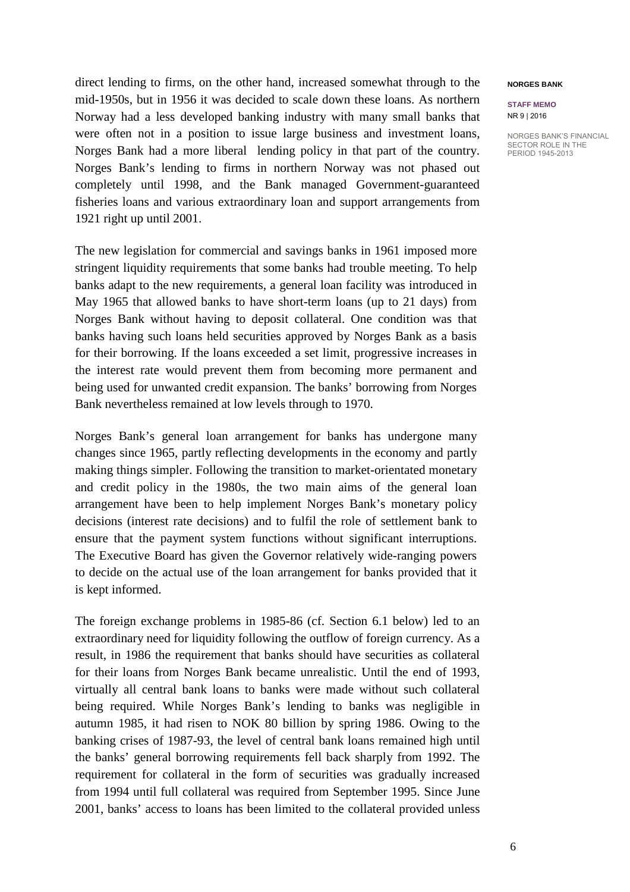direct lending to firms, on the other hand, increased somewhat through to the mid-1950s, but in 1956 it was decided to scale down these loans. As northern Norway had a less developed banking industry with many small banks that were often not in a position to issue large business and investment loans, Norges Bank had a more liberal lending policy in that part of the country. Norges Bank's lending to firms in northern Norway was not phased out completely until 1998, and the Bank managed Government-guaranteed fisheries loans and various extraordinary loan and support arrangements from 1921 right up until 2001.

The new legislation for commercial and savings banks in 1961 imposed more stringent liquidity requirements that some banks had trouble meeting. To help banks adapt to the new requirements, a general loan facility was introduced in May 1965 that allowed banks to have short-term loans (up to 21 days) from Norges Bank without having to deposit collateral. One condition was that banks having such loans held securities approved by Norges Bank as a basis for their borrowing. If the loans exceeded a set limit, progressive increases in the interest rate would prevent them from becoming more permanent and being used for unwanted credit expansion. The banks' borrowing from Norges Bank nevertheless remained at low levels through to 1970.

Norges Bank's general loan arrangement for banks has undergone many changes since 1965, partly reflecting developments in the economy and partly making things simpler. Following the transition to market-orientated monetary and credit policy in the 1980s, the two main aims of the general loan arrangement have been to help implement Norges Bank's monetary policy decisions (interest rate decisions) and to fulfil the role of settlement bank to ensure that the payment system functions without significant interruptions. The Executive Board has given the Governor relatively wide-ranging powers to decide on the actual use of the loan arrangement for banks provided that it is kept informed.

The foreign exchange problems in 1985-86 (cf. Section 6.1 below) led to an extraordinary need for liquidity following the outflow of foreign currency. As a result, in 1986 the requirement that banks should have securities as collateral for their loans from Norges Bank became unrealistic. Until the end of 1993, virtually all central bank loans to banks were made without such collateral being required. While Norges Bank's lending to banks was negligible in autumn 1985, it had risen to NOK 80 billion by spring 1986. Owing to the banking crises of 1987-93, the level of central bank loans remained high until the banks' general borrowing requirements fell back sharply from 1992. The requirement for collateral in the form of securities was gradually increased from 1994 until full collateral was required from September 1995. Since June 2001, banks' access to loans has been limited to the collateral provided unless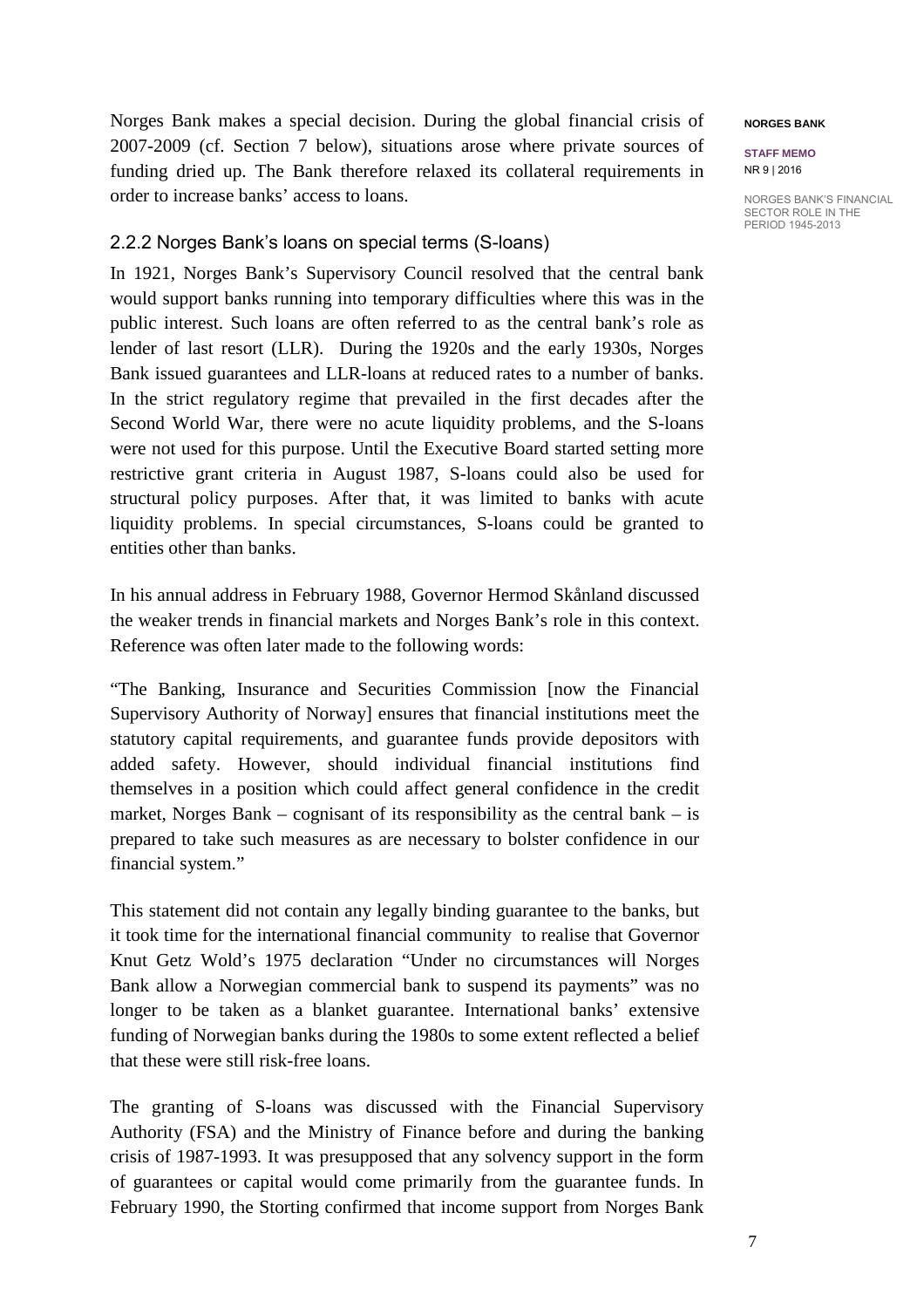Norges Bank makes a special decision. During the global financial crisis of 2007-2009 (cf. Section 7 below), situations arose where private sources of funding dried up. The Bank therefore relaxed its collateral requirements in order to increase banks' access to loans.

### 2.2.2 Norges Bank's loans on special terms (S-loans)

In 1921, Norges Bank's Supervisory Council resolved that the central bank would support banks running into temporary difficulties where this was in the public interest. Such loans are often referred to as the central bank's role as lender of last resort (LLR). During the 1920s and the early 1930s, Norges Bank issued guarantees and LLR-loans at reduced rates to a number of banks. In the strict regulatory regime that prevailed in the first decades after the Second World War, there were no acute liquidity problems, and the S-loans were not used for this purpose. Until the Executive Board started setting more restrictive grant criteria in August 1987, S-loans could also be used for structural policy purposes. After that, it was limited to banks with acute liquidity problems. In special circumstances, S-loans could be granted to entities other than banks.

In his annual address in February 1988, Governor Hermod Skånland discussed the weaker trends in financial markets and Norges Bank's role in this context. Reference was often later made to the following words:

"The Banking, Insurance and Securities Commission [now the Financial Supervisory Authority of Norway] ensures that financial institutions meet the statutory capital requirements, and guarantee funds provide depositors with added safety. However, should individual financial institutions find themselves in a position which could affect general confidence in the credit market, Norges Bank – cognisant of its responsibility as the central bank – is prepared to take such measures as are necessary to bolster confidence in our financial system."

This statement did not contain any legally binding guarantee to the banks, but it took time for the international financial community to realise that Governor Knut Getz Wold's 1975 declaration "Under no circumstances will Norges Bank allow a Norwegian commercial bank to suspend its payments" was no longer to be taken as a blanket guarantee. International banks' extensive funding of Norwegian banks during the 1980s to some extent reflected a belief that these were still risk-free loans.

The granting of S-loans was discussed with the Financial Supervisory Authority (FSA) and the Ministry of Finance before and during the banking crisis of 1987-1993. It was presupposed that any solvency support in the form of guarantees or capital would come primarily from the guarantee funds. In February 1990, the Storting confirmed that income support from Norges Bank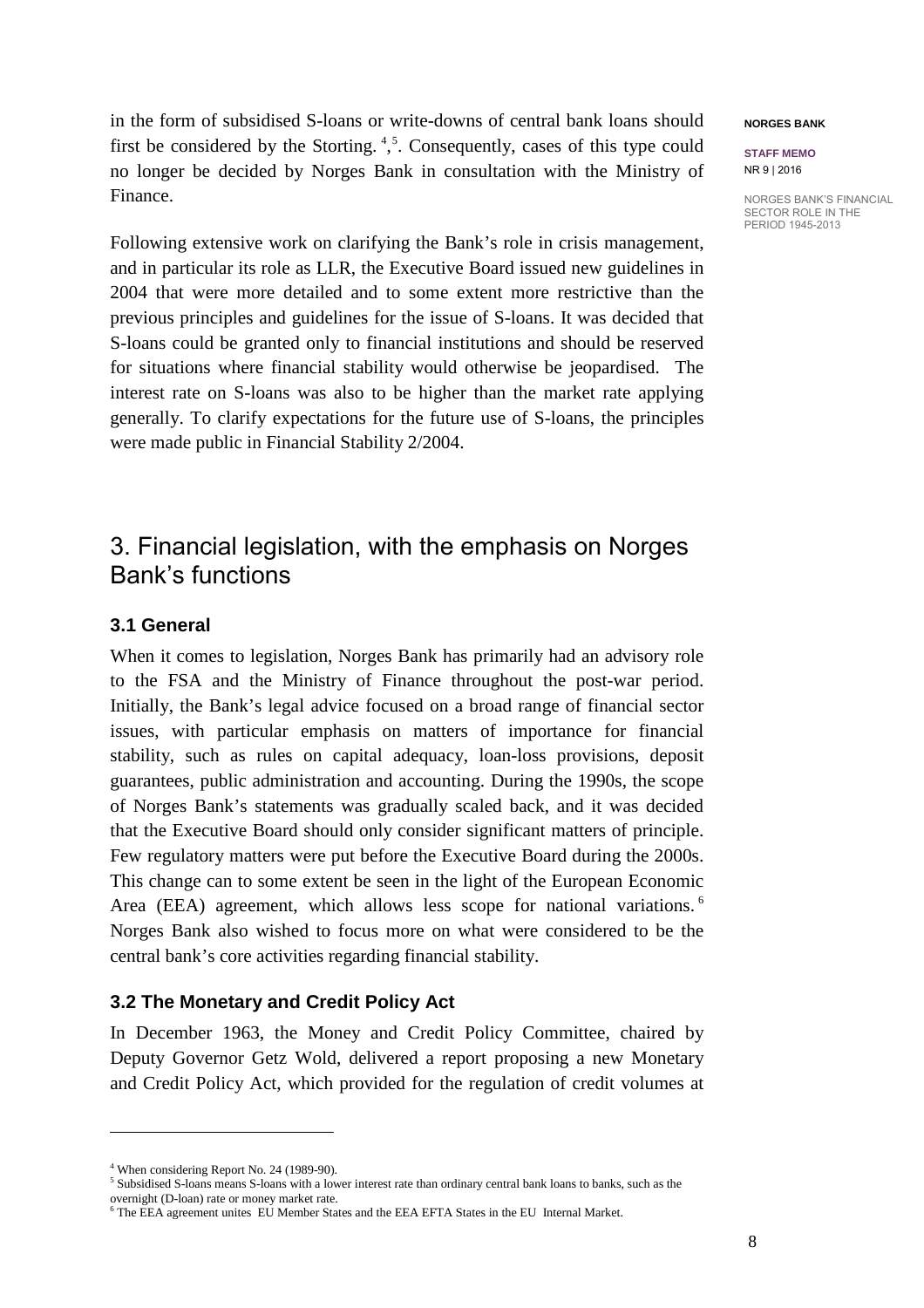in the form of subsidised S-loans or write-downs of central bank loans should first be considered by the Storting. [4],[5]. Consequently, cases of this type could no longer be decided by Norges Bank in consultation with the Ministry of Finance.

Following extensive work on clarifying the Bank's role in crisis management, and in particular its role as LLR, the Executive Board issued new guidelines in 2004 that were more detailed and to some extent more restrictive than the previous principles and guidelines for the issue of S-loans. It was decided that S-loans could be granted only to financial institutions and should be reserved for situations where financial stability would otherwise be jeopardised. The interest rate on S-loans was also to be higher than the market rate applying generally. To clarify expectations for the future use of S-loans, the principles were made public in Financial Stability 2/2004.

## 3. Financial legislation, with the emphasis on Norges Bank's functions

### 3.1 General

When it comes to legislation, Norges Bank has primarily had an advisory role to the FSA and the Ministry of Finance throughout the post-war period. Initially, the Bank's legal advice focused on a broad range of financial sector issues, with particular emphasis on matters of importance for financial stability, such as rules on capital adequacy, loan-loss provisions, deposit guarantees, public administration and accounting. During the 1990s, the scope of Norges Bank's statements was gradually scaled back, and it was decided that the Executive Board should only consider significant matters of principle. Few regulatory matters were put before the Executive Board during the 2000s. This change can to some extent be seen in the light of the European Economic Area (EEA) agreement, which allows less scope for national variations.[6] Norges Bank also wished to focus more on what were considered to be the central bank's core activities regarding financial stability.

### 3.2 The Monetary and Credit Policy Act

In December 1963, the Money and Credit Policy Committee, chaired by Deputy Governor Getz Wold, delivered a report proposing a new Monetary and Credit Policy Act, which provided for the regulation of credit volumes at

---

[4] When considering Report No. 24 (1989-90).

[5] Subsidised S-loans means S-loans with a lower interest rate than ordinary central bank loans to banks, such as the overnight (D-loan) rate or money market rate.

[6] The EEA agreement unites EU Member States and the EEA EFTA States in the EU Internal Market.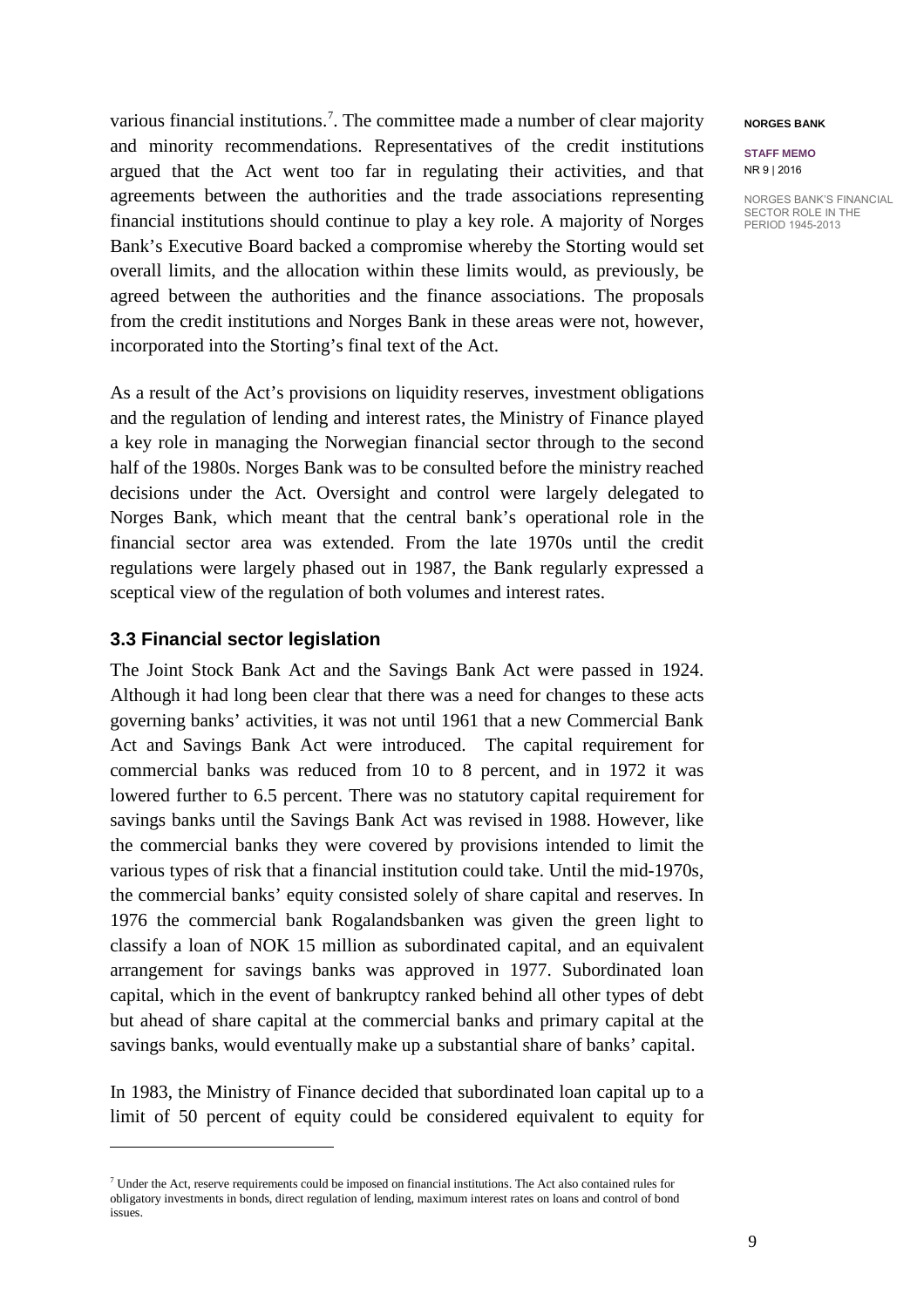various financial institutions.[7]. The committee made a number of clear majority and minority recommendations. Representatives of the credit institutions argued that the Act went too far in regulating their activities, and that agreements between the authorities and the trade associations representing financial institutions should continue to play a key role. A majority of Norges Bank's Executive Board backed a compromise whereby the Storting would set overall limits, and the allocation within these limits would, as previously, be agreed between the authorities and the finance associations. The proposals from the credit institutions and Norges Bank in these areas were not, however, incorporated into the Storting's final text of the Act.

As a result of the Act's provisions on liquidity reserves, investment obligations and the regulation of lending and interest rates, the Ministry of Finance played a key role in managing the Norwegian financial sector through to the second half of the 1980s. Norges Bank was to be consulted before the ministry reached decisions under the Act. Oversight and control were largely delegated to Norges Bank, which meant that the central bank's operational role in the financial sector area was extended. From the late 1970s until the credit regulations were largely phased out in 1987, the Bank regularly expressed a sceptical view of the regulation of both volumes and interest rates.

### 3.3 Financial sector legislation

The Joint Stock Bank Act and the Savings Bank Act were passed in 1924. Although it had long been clear that there was a need for changes to these acts governing banks' activities, it was not until 1961 that a new Commercial Bank Act and Savings Bank Act were introduced. The capital requirement for commercial banks was reduced from 10 to 8 percent, and in 1972 it was lowered further to 6.5 percent. There was no statutory capital requirement for savings banks until the Savings Bank Act was revised in 1988. However, like the commercial banks they were covered by provisions intended to limit the various types of risk that a financial institution could take. Until the mid-1970s, the commercial banks' equity consisted solely of share capital and reserves. In 1976 the commercial bank Rogalandsbanken was given the green light to classify a loan of NOK 15 million as subordinated capital, and an equivalent arrangement for savings banks was approved in 1977. Subordinated loan capital, which in the event of bankruptcy ranked behind all other types of debt but ahead of share capital at the commercial banks and primary capital at the savings banks, would eventually make up a substantial share of banks' capital.

In 1983, the Ministry of Finance decided that subordinated loan capital up to a limit of 50 percent of equity could be considered equivalent to equity for

---

[7] Under the Act, reserve requirements could be imposed on financial institutions. The Act also contained rules for obligatory investments in bonds, direct regulation of lending, maximum interest rates on loans and control of bond issues.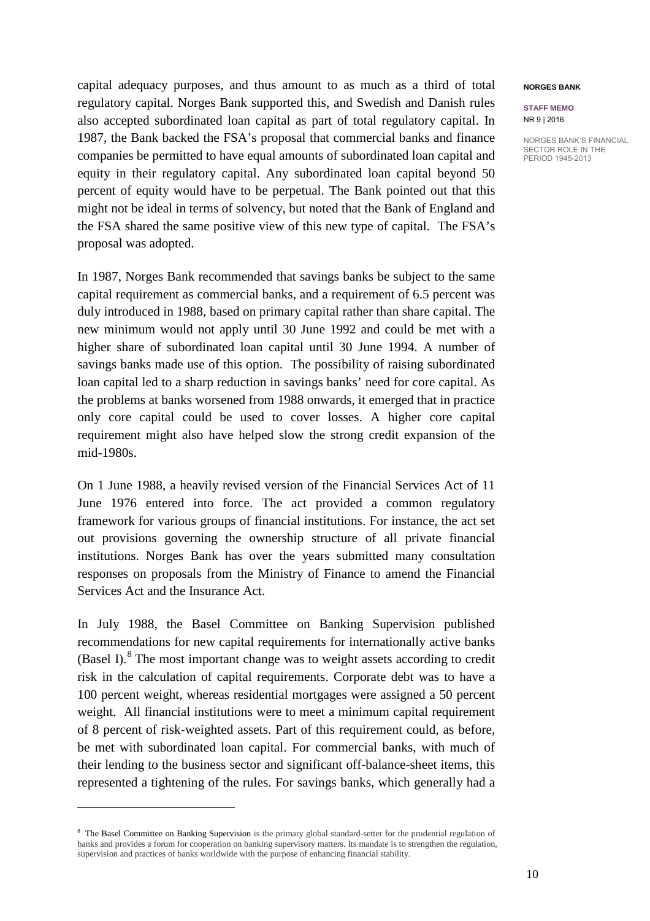capital adequacy purposes, and thus amount to as much as a third of total regulatory capital. Norges Bank supported this, and Swedish and Danish rules also accepted subordinated loan capital as part of total regulatory capital. In 1987, the Bank backed the FSA's proposal that commercial banks and finance companies be permitted to have equal amounts of subordinated loan capital and equity in their regulatory capital. Any subordinated loan capital beyond 50 percent of equity would have to be perpetual. The Bank pointed out that this might not be ideal in terms of solvency, but noted that the Bank of England and the FSA shared the same positive view of this new type of capital. The FSA's proposal was adopted.

In 1987, Norges Bank recommended that savings banks be subject to the same capital requirement as commercial banks, and a requirement of 6.5 percent was duly introduced in 1988, based on primary capital rather than share capital. The new minimum would not apply until 30 June 1992 and could be met with a higher share of subordinated loan capital until 30 June 1994. A number of savings banks made use of this option. The possibility of raising subordinated loan capital led to a sharp reduction in savings banks' need for core capital. As the problems at banks worsened from 1988 onwards, it emerged that in practice only core capital could be used to cover losses. A higher core capital requirement might also have helped slow the strong credit expansion of the mid-1980s.

On 1 June 1988, a heavily revised version of the Financial Services Act of 11 June 1976 entered into force. The act provided a common regulatory framework for various groups of financial institutions. For instance, the act set out provisions governing the ownership structure of all private financial institutions. Norges Bank has over the years submitted many consultation responses on proposals from the Ministry of Finance to amend the Financial Services Act and the Insurance Act.

In July 1988, the Basel Committee on Banking Supervision published recommendations for new capital requirements for internationally active banks (Basel I).[8] The most important change was to weight assets according to credit risk in the calculation of capital requirements. Corporate debt was to have a 100 percent weight, whereas residential mortgages were assigned a 50 percent weight. All financial institutions were to meet a minimum capital requirement of 8 percent of risk-weighted assets. Part of this requirement could, as before, be met with subordinated loan capital. For commercial banks, with much of their lending to the business sector and significant off-balance-sheet items, this represented a tightening of the rules. For savings banks, which generally had a

---

[8] The Basel Committee on Banking Supervision is the primary global standard-setter for the prudential regulation of banks and provides a forum for cooperation on banking supervisory matters. Its mandate is to strengthen the regulation, supervision and practices of banks worldwide with the purpose of enhancing financial stability.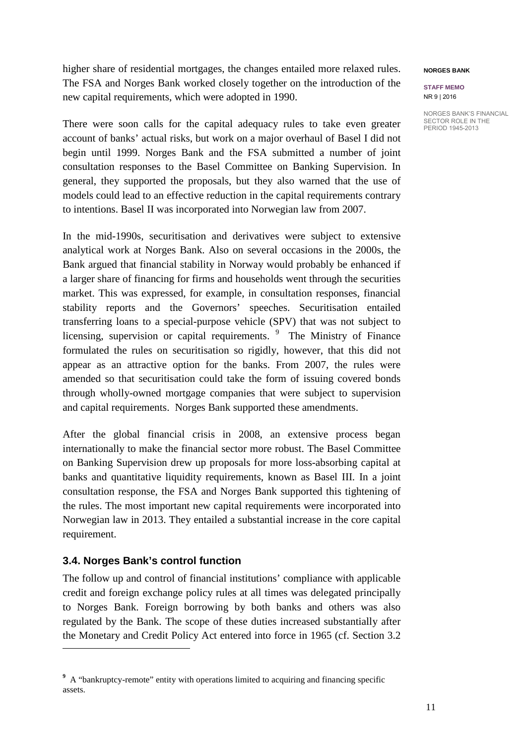higher share of residential mortgages, the changes entailed more relaxed rules. The FSA and Norges Bank worked closely together on the introduction of the new capital requirements, which were adopted in 1990.

There were soon calls for the capital adequacy rules to take even greater account of banks' actual risks, but work on a major overhaul of Basel I did not begin until 1999. Norges Bank and the FSA submitted a number of joint consultation responses to the Basel Committee on Banking Supervision. In general, they supported the proposals, but they also warned that the use of models could lead to an effective reduction in the capital requirements contrary to intentions. Basel II was incorporated into Norwegian law from 2007.

In the mid-1990s, securitisation and derivatives were subject to extensive analytical work at Norges Bank. Also on several occasions in the 2000s, the Bank argued that financial stability in Norway would probably be enhanced if a larger share of financing for firms and households went through the securities market. This was expressed, for example, in consultation responses, financial stability reports and the Governors' speeches. Securitisation entailed transferring loans to a special-purpose vehicle (SPV) that was not subject to licensing, supervision or capital requirements. [9] The Ministry of Finance formulated the rules on securitisation so rigidly, however, that this did not appear as an attractive option for the banks. From 2007, the rules were amended so that securitisation could take the form of issuing covered bonds through wholly-owned mortgage companies that were subject to supervision and capital requirements. Norges Bank supported these amendments.

After the global financial crisis in 2008, an extensive process began internationally to make the financial sector more robust. The Basel Committee on Banking Supervision drew up proposals for more loss-absorbing capital at banks and quantitative liquidity requirements, known as Basel III. In a joint consultation response, the FSA and Norges Bank supported this tightening of the rules. The most important new capital requirements were incorporated into Norwegian law in 2013. They entailed a substantial increase in the core capital requirement.

### 3.4. Norges Bank's control function

The follow up and control of financial institutions' compliance with applicable credit and foreign exchange policy rules at all times was delegated principally to Norges Bank. Foreign borrowing by both banks and others was also regulated by the Bank. The scope of these duties increased substantially after the Monetary and Credit Policy Act entered into force in 1965 (cf. Section 3.2

[9] A "bankruptcy-remote" entity with operations limited to acquiring and financing specific assets.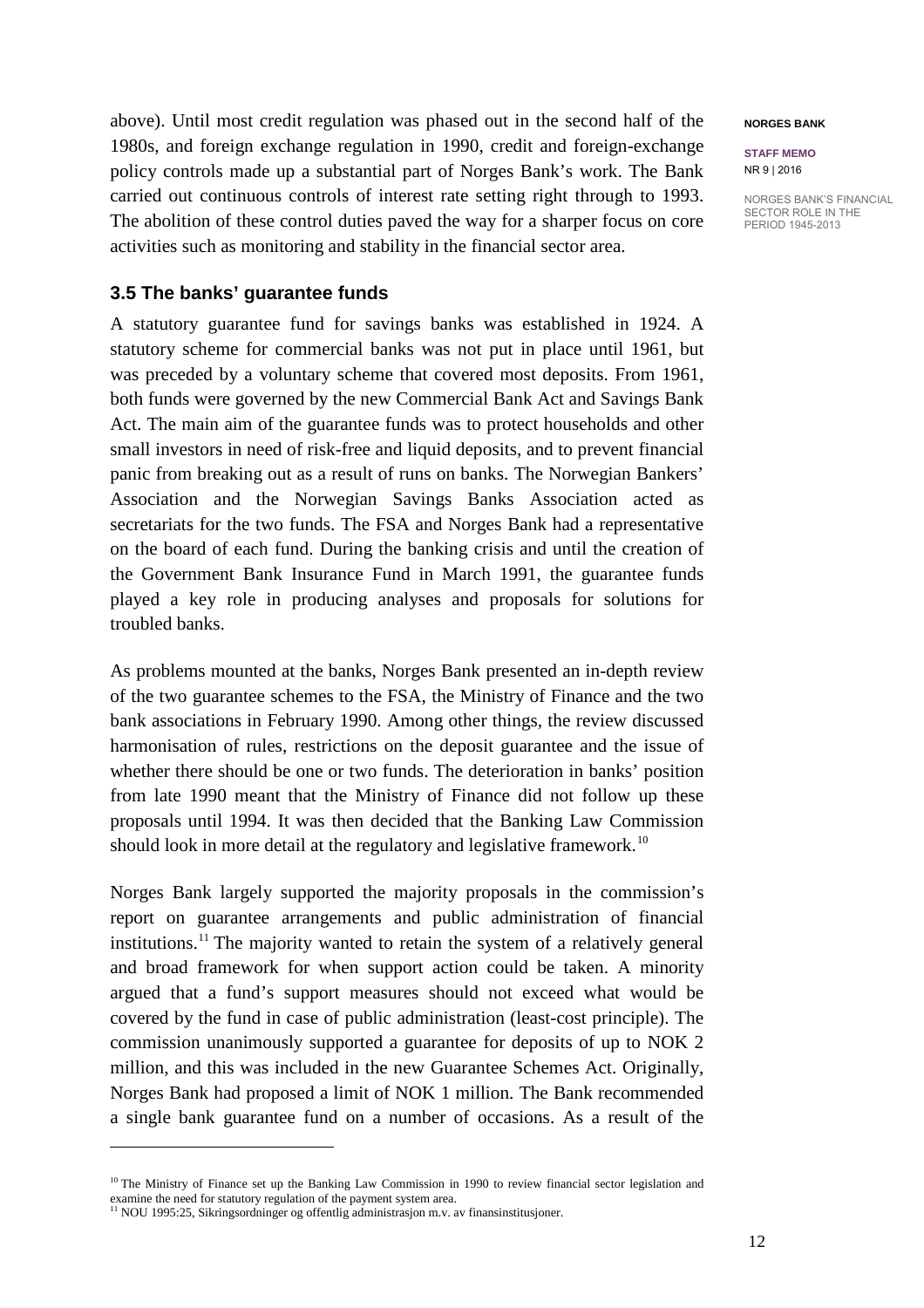above). Until most credit regulation was phased out in the second half of the 1980s, and foreign exchange regulation in 1990, credit and foreign-exchange policy controls made up a substantial part of Norges Bank's work. The Bank carried out continuous controls of interest rate setting right through to 1993. The abolition of these control duties paved the way for a sharper focus on core activities such as monitoring and stability in the financial sector area.

### 3.5 The banks' guarantee funds

A statutory guarantee fund for savings banks was established in 1924. A statutory scheme for commercial banks was not put in place until 1961, but was preceded by a voluntary scheme that covered most deposits. From 1961, both funds were governed by the new Commercial Bank Act and Savings Bank Act. The main aim of the guarantee funds was to protect households and other small investors in need of risk-free and liquid deposits, and to prevent financial panic from breaking out as a result of runs on banks. The Norwegian Bankers' Association and the Norwegian Savings Banks Association acted as secretariats for the two funds. The FSA and Norges Bank had a representative on the board of each fund. During the banking crisis and until the creation of the Government Bank Insurance Fund in March 1991, the guarantee funds played a key role in producing analyses and proposals for solutions for troubled banks.

As problems mounted at the banks, Norges Bank presented an in-depth review of the two guarantee schemes to the FSA, the Ministry of Finance and the two bank associations in February 1990. Among other things, the review discussed harmonisation of rules, restrictions on the deposit guarantee and the issue of whether there should be one or two funds. The deterioration in banks' position from late 1990 meant that the Ministry of Finance did not follow up these proposals until 1994. It was then decided that the Banking Law Commission should look in more detail at the regulatory and legislative framework.[10]

Norges Bank largely supported the majority proposals in the commission's report on guarantee arrangements and public administration of financial institutions.[11] The majority wanted to retain the system of a relatively general and broad framework for when support action could be taken. A minority argued that a fund's support measures should not exceed what would be covered by the fund in case of public administration (least-cost principle). The commission unanimously supported a guarantee for deposits of up to NOK 2 million, and this was included in the new Guarantee Schemes Act. Originally, Norges Bank had proposed a limit of NOK 1 million. The Bank recommended a single bank guarantee fund on a number of occasions. As a result of the

---

[10] The Ministry of Finance set up the Banking Law Commission in 1990 to review financial sector legislation and examine the need for statutory regulation of the payment system area.

[11] NOU 1995:25, Sikringsordninger og offentlig administrasjon m.v. av finansinstitusjoner.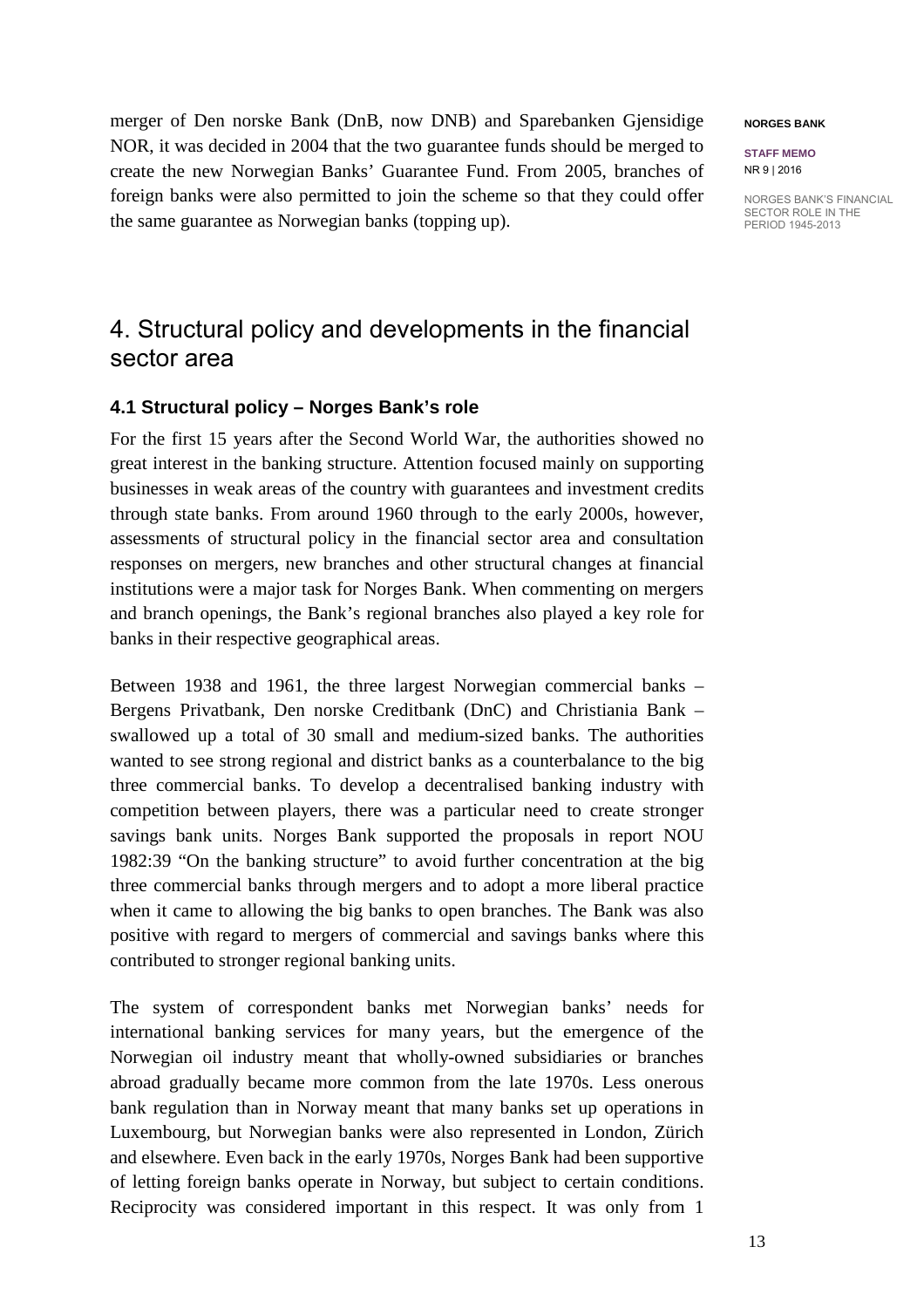merger of Den norske Bank (DnB, now DNB) and Sparebanken Gjensidige NOR, it was decided in 2004 that the two guarantee funds should be merged to create the new Norwegian Banks' Guarantee Fund. From 2005, branches of foreign banks were also permitted to join the scheme so that they could offer the same guarantee as Norwegian banks (topping up).

# 4. Structural policy and developments in the financial sector area

## 4.1 Structural policy – Norges Bank's role

For the first 15 years after the Second World War, the authorities showed no great interest in the banking structure. Attention focused mainly on supporting businesses in weak areas of the country with guarantees and investment credits through state banks. From around 1960 through to the early 2000s, however, assessments of structural policy in the financial sector area and consultation responses on mergers, new branches and other structural changes at financial institutions were a major task for Norges Bank. When commenting on mergers and branch openings, the Bank's regional branches also played a key role for banks in their respective geographical areas.

Between 1938 and 1961, the three largest Norwegian commercial banks – Bergens Privatbank, Den norske Creditbank (DnC) and Christiania Bank – swallowed up a total of 30 small and medium-sized banks. The authorities wanted to see strong regional and district banks as a counterbalance to the big three commercial banks. To develop a decentralised banking industry with competition between players, there was a particular need to create stronger savings bank units. Norges Bank supported the proposals in report NOU 1982:39 "On the banking structure" to avoid further concentration at the big three commercial banks through mergers and to adopt a more liberal practice when it came to allowing the big banks to open branches. The Bank was also positive with regard to mergers of commercial and savings banks where this contributed to stronger regional banking units.

The system of correspondent banks met Norwegian banks' needs for international banking services for many years, but the emergence of the Norwegian oil industry meant that wholly-owned subsidiaries or branches abroad gradually became more common from the late 1970s. Less onerous bank regulation than in Norway meant that many banks set up operations in Luxembourg, but Norwegian banks were also represented in London, Zürich and elsewhere. Even back in the early 1970s, Norges Bank had been supportive of letting foreign banks operate in Norway, but subject to certain conditions. Reciprocity was considered important in this respect. It was only from 1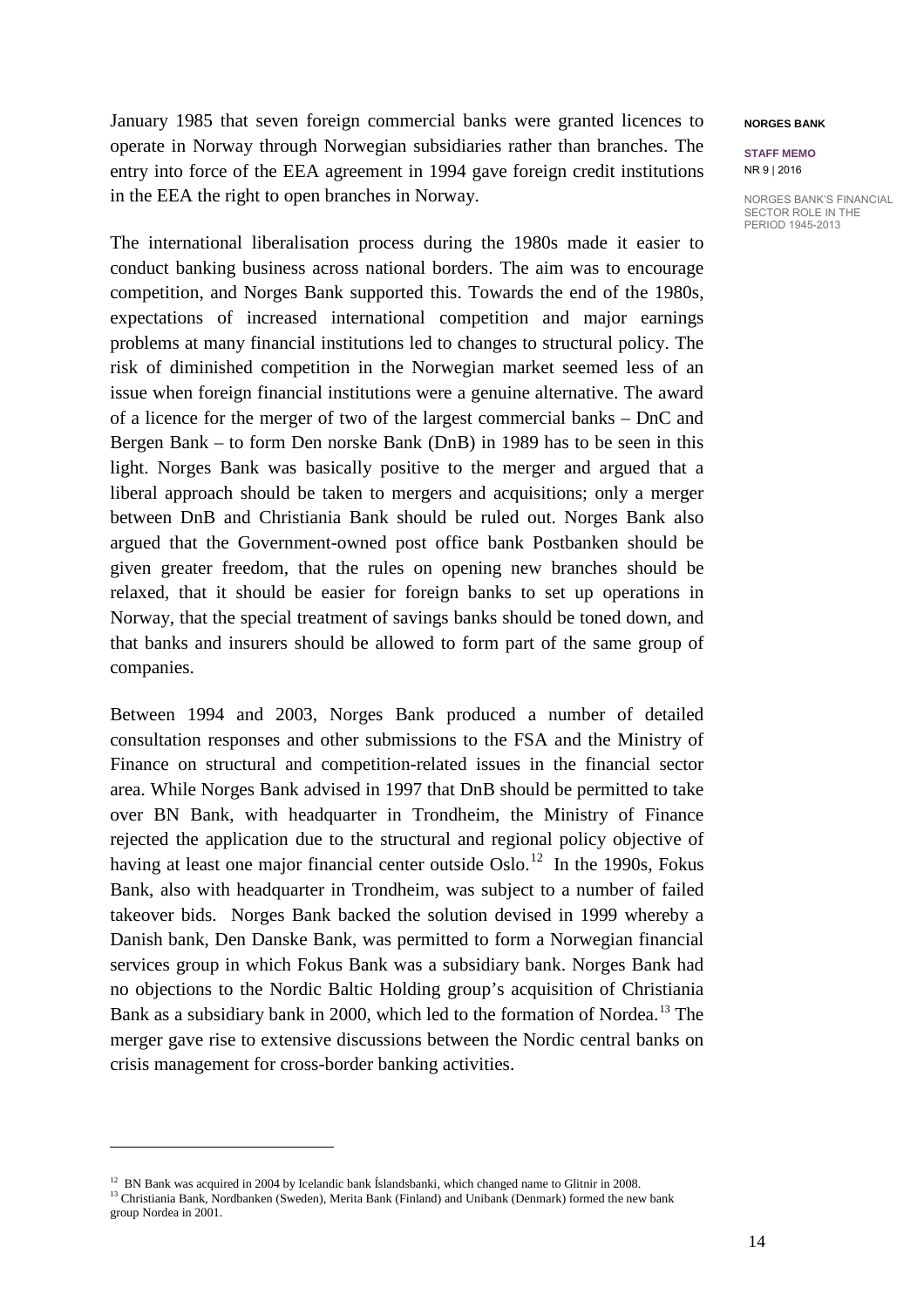January 1985 that seven foreign commercial banks were granted licences to operate in Norway through Norwegian subsidiaries rather than branches. The entry into force of the EEA agreement in 1994 gave foreign credit institutions in the EEA the right to open branches in Norway.

The international liberalisation process during the 1980s made it easier to conduct banking business across national borders. The aim was to encourage competition, and Norges Bank supported this. Towards the end of the 1980s, expectations of increased international competition and major earnings problems at many financial institutions led to changes to structural policy. The risk of diminished competition in the Norwegian market seemed less of an issue when foreign financial institutions were a genuine alternative. The award of a licence for the merger of two of the largest commercial banks – DnC and Bergen Bank – to form Den norske Bank (DnB) in 1989 has to be seen in this light. Norges Bank was basically positive to the merger and argued that a liberal approach should be taken to mergers and acquisitions; only a merger between DnB and Christiania Bank should be ruled out. Norges Bank also argued that the Government-owned post office bank Postbanken should be given greater freedom, that the rules on opening new branches should be relaxed, that it should be easier for foreign banks to set up operations in Norway, that the special treatment of savings banks should be toned down, and that banks and insurers should be allowed to form part of the same group of companies.

Between 1994 and 2003, Norges Bank produced a number of detailed consultation responses and other submissions to the FSA and the Ministry of Finance on structural and competition-related issues in the financial sector area. While Norges Bank advised in 1997 that DnB should be permitted to take over BN Bank, with headquarter in Trondheim, the Ministry of Finance rejected the application due to the structural and regional policy objective of having at least one major financial center outside Oslo.[12] In the 1990s, Fokus Bank, also with headquarter in Trondheim, was subject to a number of failed takeover bids. Norges Bank backed the solution devised in 1999 whereby a Danish bank, Den Danske Bank, was permitted to form a Norwegian financial services group in which Fokus Bank was a subsidiary bank. Norges Bank had no objections to the Nordic Baltic Holding group's acquisition of Christiania Bank as a subsidiary bank in 2000, which led to the formation of Nordea.[13] The merger gave rise to extensive discussions between the Nordic central banks on crisis management for cross-border banking activities.

---

[12] BN Bank was acquired in 2004 by Icelandic bank Íslandsbanki, which changed name to Glitnir in 2008.

[13] Christiania Bank, Nordbanken (Sweden), Merita Bank (Finland) and Unibank (Denmark) formed the new bank group Nordea in 2001.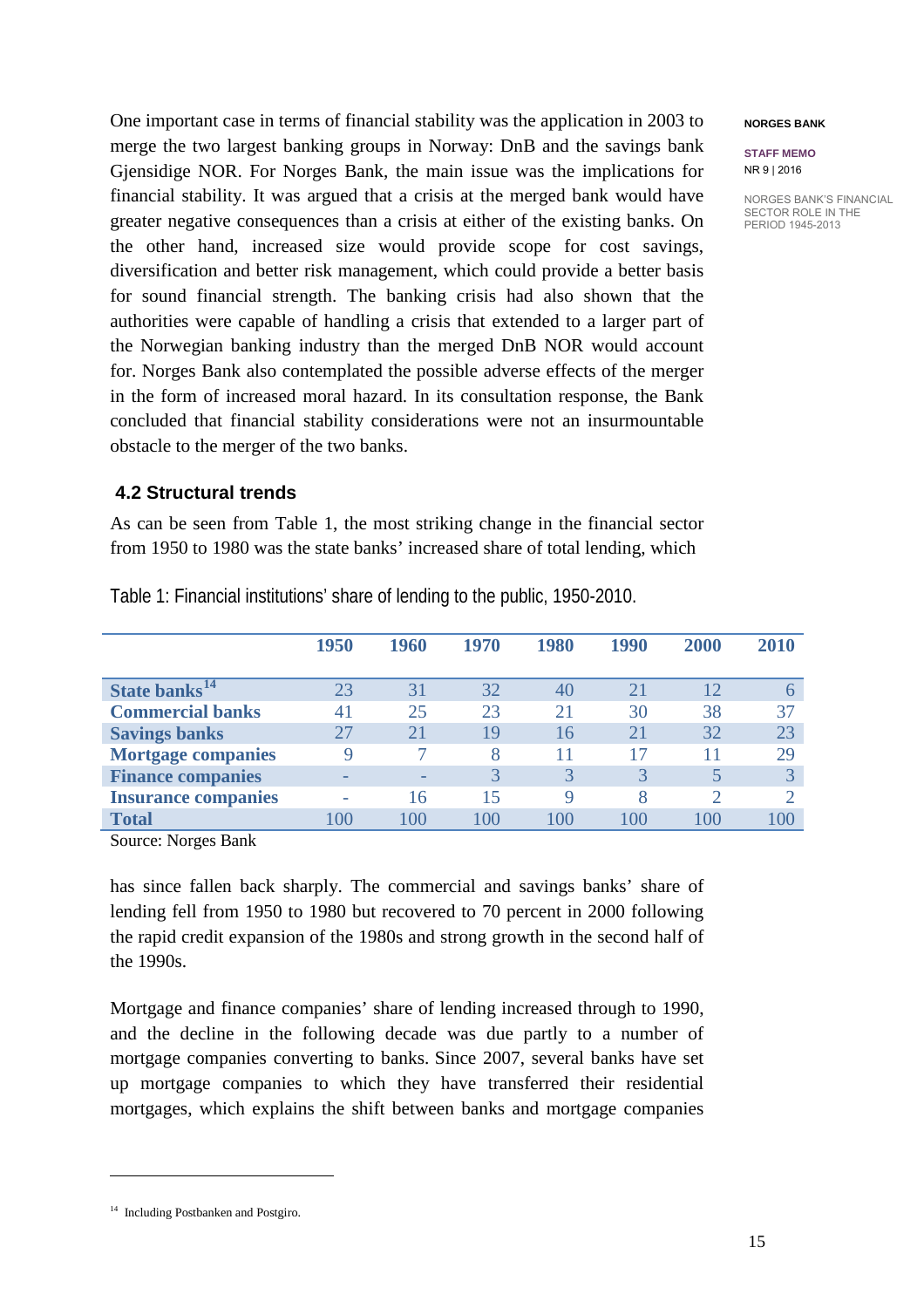One important case in terms of financial stability was the application in 2003 to merge the two largest banking groups in Norway: DnB and the savings bank Gjensidige NOR. For Norges Bank, the main issue was the implications for financial stability. It was argued that a crisis at the merged bank would have greater negative consequences than a crisis at either of the existing banks. On the other hand, increased size would provide scope for cost savings, diversification and better risk management, which could provide a better basis for sound financial strength. The banking crisis had also shown that the authorities were capable of handling a crisis that extended to a larger part of the Norwegian banking industry than the merged DnB NOR would account for. Norges Bank also contemplated the possible adverse effects of the merger in the form of increased moral hazard. In its consultation response, the Bank concluded that financial stability considerations were not an insurmountable obstacle to the merger of the two banks.

### 4.2 Structural trends

As can be seen from Table 1, the most striking change in the financial sector from 1950 to 1980 was the state banks' increased share of total lending, which has since fallen back sharply. The commercial and savings banks' share of lending fell from 1950 to 1980 but recovered to 70 percent in 2000 following the rapid credit expansion of the 1980s and strong growth in the second half of the 1990s.

Table 1: Financial institutions' share of lending to the public, 1950-2010.

| | 1950 | 1960 | 1970 | 1980 | 1990 | 2000 | 2010 |
|---|---|---|---|---|---|---|---|
| **State banks**[14] | 23 | 31 | 32 | 40 | 21 | 12 | 6 |
| **Commercial banks** | 41 | 25 | 23 | 21 | 30 | 38 | 37 |
| **Savings banks** | 27 | 21 | 19 | 16 | 21 | 32 | 23 |
| **Mortgage companies** | 9 | 7 | 8 | 11 | 17 | 11 | 29 |
| **Finance companies** | - | - | 3 | 3 | 3 | 5 | 3 |
| **Insurance companies** | - | 16 | 15 | 9 | 8 | 2 | 2 |
| **Total** | 100 | 100 | 100 | 100 | 100 | 100 | 100 |

Source: Norges Bank

Mortgage and finance companies' share of lending increased through to 1990, and the decline in the following decade was due partly to a number of mortgage companies converting to banks. Since 2007, several banks have set up mortgage companies to which they have transferred their residential mortgages, which explains the shift between banks and mortgage companies

[14] Including Postbanken and Postgiro.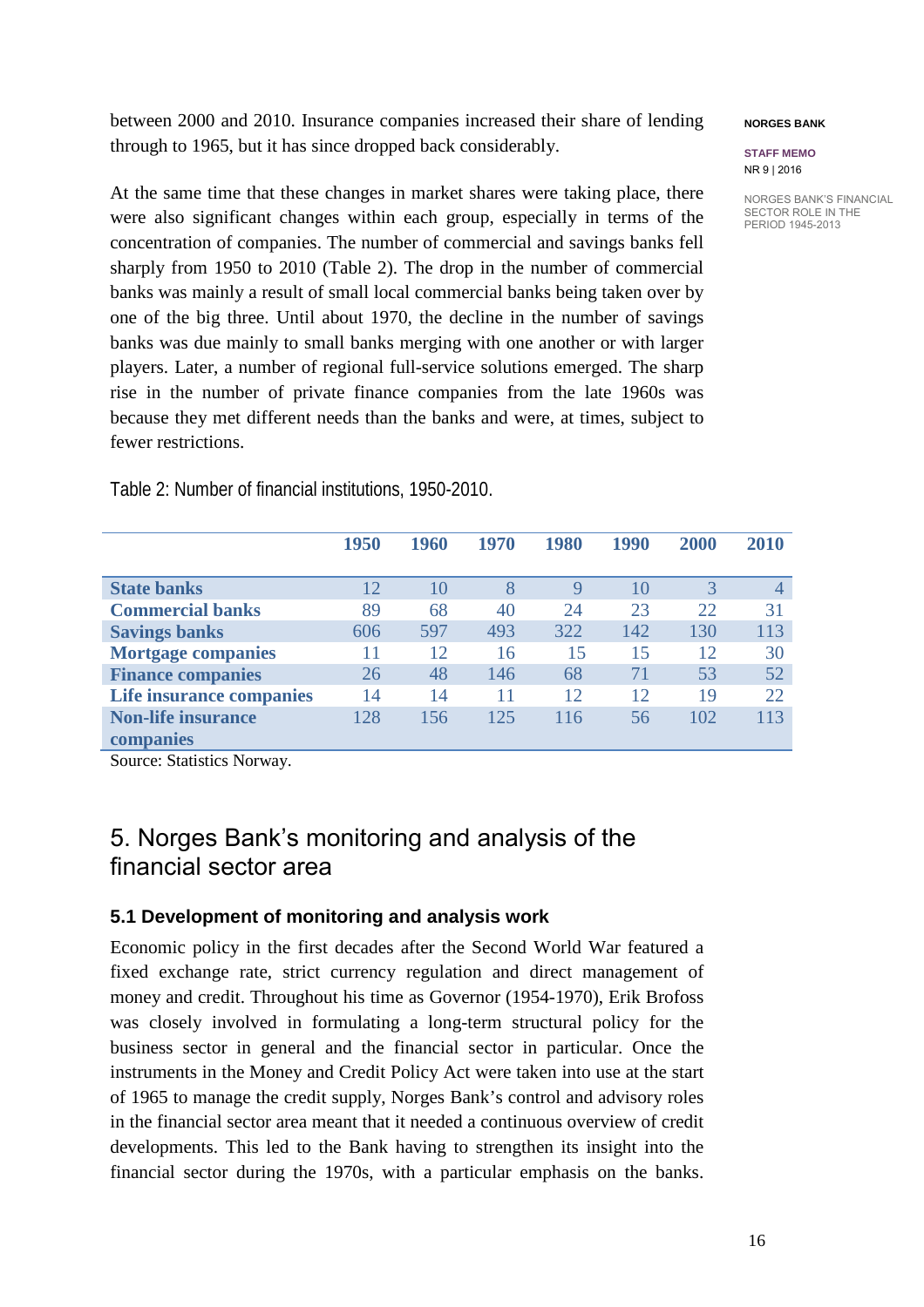between 2000 and 2010. Insurance companies increased their share of lending through to 1965, but it has since dropped back considerably.

At the same time that these changes in market shares were taking place, there were also significant changes within each group, especially in terms of the concentration of companies. The number of commercial and savings banks fell sharply from 1950 to 2010 (Table 2). The drop in the number of commercial banks was mainly a result of small local commercial banks being taken over by one of the big three. Until about 1970, the decline in the number of savings banks was due mainly to small banks merging with one another or with larger players. Later, a number of regional full-service solutions emerged. The sharp rise in the number of private finance companies from the late 1960s was because they met different needs than the banks and were, at times, subject to fewer restrictions.

Table 2: Number of financial institutions, 1950-2010.

| | 1950 | 1960 | 1970 | 1980 | 1990 | 2000 | 2010 |
|---|---|---|---|---|---|---|---|
| **State banks** | 12 | 10 | 8 | 9 | 10 | 3 | 4 |
| **Commercial banks** | 89 | 68 | 40 | 24 | 23 | 22 | 31 |
| **Savings banks** | 606 | 597 | 493 | 322 | 142 | 130 | 113 |
| **Mortgage companies** | 11 | 12 | 16 | 15 | 15 | 12 | 30 |
| **Finance companies** | 26 | 48 | 146 | 68 | 71 | 53 | 52 |
| **Life insurance companies** | 14 | 14 | 11 | 12 | 12 | 19 | 22 |
| **Non-life insurance companies** | 128 | 156 | 125 | 116 | 56 | 102 | 113 |

Source: Statistics Norway.

# 5. Norges Bank's monitoring and analysis of the financial sector area

## 5.1 Development of monitoring and analysis work

Economic policy in the first decades after the Second World War featured a fixed exchange rate, strict currency regulation and direct management of money and credit. Throughout his time as Governor (1954-1970), Erik Brofoss was closely involved in formulating a long-term structural policy for the business sector in general and the financial sector in particular. Once the instruments in the Money and Credit Policy Act were taken into use at the start of 1965 to manage the credit supply, Norges Bank's control and advisory roles in the financial sector area meant that it needed a continuous overview of credit developments. This led to the Bank having to strengthen its insight into the financial sector during the 1970s, with a particular emphasis on the banks.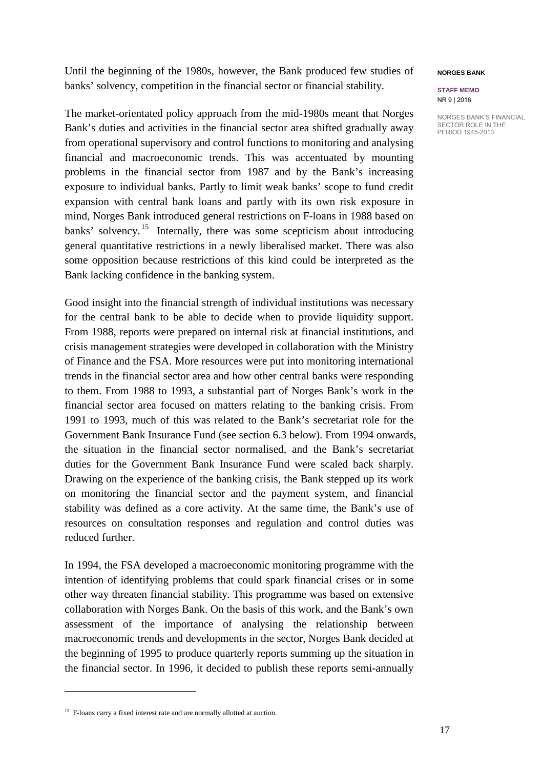Until the beginning of the 1980s, however, the Bank produced few studies of banks' solvency, competition in the financial sector or financial stability.

The market-orientated policy approach from the mid-1980s meant that Norges Bank's duties and activities in the financial sector area shifted gradually away from operational supervisory and control functions to monitoring and analysing financial and macroeconomic trends. This was accentuated by mounting problems in the financial sector from 1987 and by the Bank's increasing exposure to individual banks. Partly to limit weak banks' scope to fund credit expansion with central bank loans and partly with its own risk exposure in mind, Norges Bank introduced general restrictions on F-loans in 1988 based on banks' solvency.[15] Internally, there was some scepticism about introducing general quantitative restrictions in a newly liberalised market. There was also some opposition because restrictions of this kind could be interpreted as the Bank lacking confidence in the banking system.

Good insight into the financial strength of individual institutions was necessary for the central bank to be able to decide when to provide liquidity support. From 1988, reports were prepared on internal risk at financial institutions, and crisis management strategies were developed in collaboration with the Ministry of Finance and the FSA. More resources were put into monitoring international trends in the financial sector area and how other central banks were responding to them. From 1988 to 1993, a substantial part of Norges Bank's work in the financial sector area focused on matters relating to the banking crisis. From 1991 to 1993, much of this was related to the Bank's secretariat role for the Government Bank Insurance Fund (see section 6.3 below). From 1994 onwards, the situation in the financial sector normalised, and the Bank's secretariat duties for the Government Bank Insurance Fund were scaled back sharply. Drawing on the experience of the banking crisis, the Bank stepped up its work on monitoring the financial sector and the payment system, and financial stability was defined as a core activity. At the same time, the Bank's use of resources on consultation responses and regulation and control duties was reduced further.

In 1994, the FSA developed a macroeconomic monitoring programme with the intention of identifying problems that could spark financial crises or in some other way threaten financial stability. This programme was based on extensive collaboration with Norges Bank. On the basis of this work, and the Bank's own assessment of the importance of analysing the relationship between macroeconomic trends and developments in the sector, Norges Bank decided at the beginning of 1995 to produce quarterly reports summing up the situation in the financial sector. In 1996, it decided to publish these reports semi-annually

---

[15] F-loans carry a fixed interest rate and are normally allotted at auction.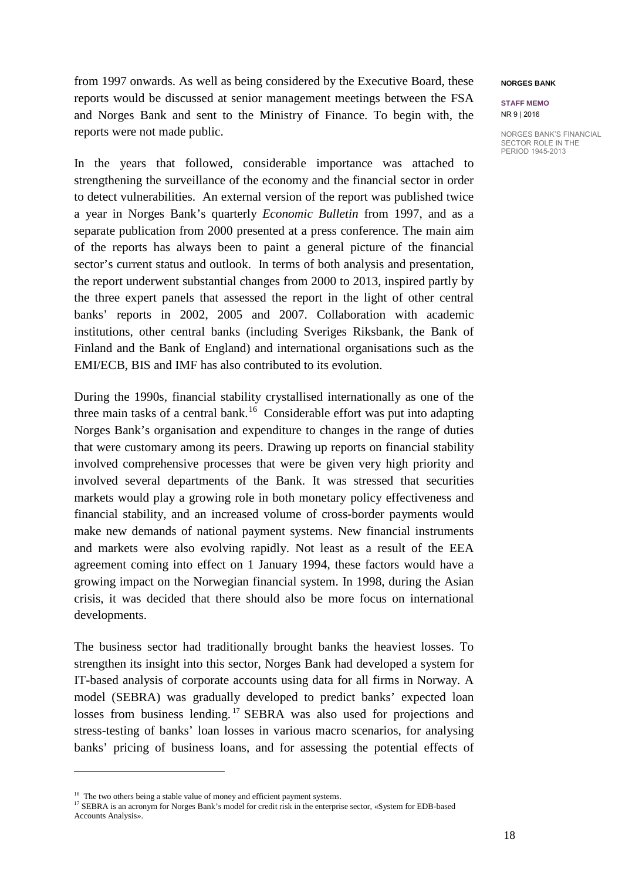from 1997 onwards. As well as being considered by the Executive Board, these reports would be discussed at senior management meetings between the FSA and Norges Bank and sent to the Ministry of Finance. To begin with, the reports were not made public.

In the years that followed, considerable importance was attached to strengthening the surveillance of the economy and the financial sector in order to detect vulnerabilities. An external version of the report was published twice a year in Norges Bank's quarterly *Economic Bulletin* from 1997, and as a separate publication from 2000 presented at a press conference. The main aim of the reports has always been to paint a general picture of the financial sector's current status and outlook. In terms of both analysis and presentation, the report underwent substantial changes from 2000 to 2013, inspired partly by the three expert panels that assessed the report in the light of other central banks' reports in 2002, 2005 and 2007. Collaboration with academic institutions, other central banks (including Sveriges Riksbank, the Bank of Finland and the Bank of England) and international organisations such as the EMI/ECB, BIS and IMF has also contributed to its evolution.

During the 1990s, financial stability crystallised internationally as one of the three main tasks of a central bank.[16] Considerable effort was put into adapting Norges Bank's organisation and expenditure to changes in the range of duties that were customary among its peers. Drawing up reports on financial stability involved comprehensive processes that were be given very high priority and involved several departments of the Bank. It was stressed that securities markets would play a growing role in both monetary policy effectiveness and financial stability, and an increased volume of cross-border payments would make new demands of national payment systems. New financial instruments and markets were also evolving rapidly. Not least as a result of the EEA agreement coming into effect on 1 January 1994, these factors would have a growing impact on the Norwegian financial system. In 1998, during the Asian crisis, it was decided that there should also be more focus on international developments.

The business sector had traditionally brought banks the heaviest losses. To strengthen its insight into this sector, Norges Bank had developed a system for IT-based analysis of corporate accounts using data for all firms in Norway. A model (SEBRA) was gradually developed to predict banks' expected loan losses from business lending.[17] SEBRA was also used for projections and stress-testing of banks' loan losses in various macro scenarios, for analysing banks' pricing of business loans, and for assessing the potential effects of

---

[16] The two others being a stable value of money and efficient payment systems.

[17] SEBRA is an acronym for Norges Bank's model for credit risk in the enterprise sector, «System for EDB-based Accounts Analysis».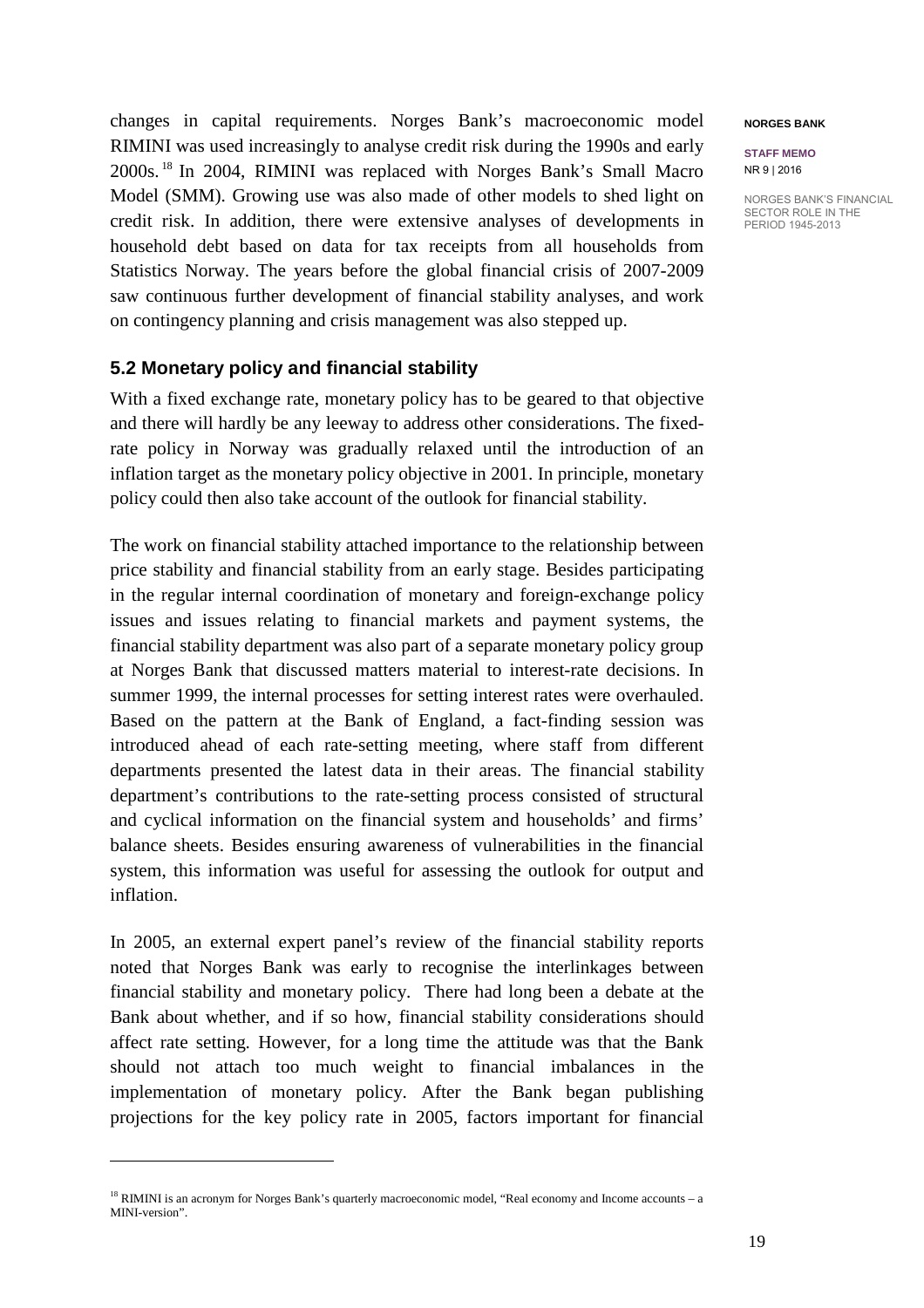changes in capital requirements. Norges Bank's macroeconomic model RIMINI was used increasingly to analyse credit risk during the 1990s and early 2000s.[18] In 2004, RIMINI was replaced with Norges Bank's Small Macro Model (SMM). Growing use was also made of other models to shed light on credit risk. In addition, there were extensive analyses of developments in household debt based on data for tax receipts from all households from Statistics Norway. The years before the global financial crisis of 2007-2009 saw continuous further development of financial stability analyses, and work on contingency planning and crisis management was also stepped up.

### 5.2 Monetary policy and financial stability

With a fixed exchange rate, monetary policy has to be geared to that objective and there will hardly be any leeway to address other considerations. The fixed-rate policy in Norway was gradually relaxed until the introduction of an inflation target as the monetary policy objective in 2001. In principle, monetary policy could then also take account of the outlook for financial stability.

The work on financial stability attached importance to the relationship between price stability and financial stability from an early stage. Besides participating in the regular internal coordination of monetary and foreign-exchange policy issues and issues relating to financial markets and payment systems, the financial stability department was also part of a separate monetary policy group at Norges Bank that discussed matters material to interest-rate decisions. In summer 1999, the internal processes for setting interest rates were overhauled. Based on the pattern at the Bank of England, a fact-finding session was introduced ahead of each rate-setting meeting, where staff from different departments presented the latest data in their areas. The financial stability department's contributions to the rate-setting process consisted of structural and cyclical information on the financial system and households' and firms' balance sheets. Besides ensuring awareness of vulnerabilities in the financial system, this information was useful for assessing the outlook for output and inflation.

In 2005, an external expert panel's review of the financial stability reports noted that Norges Bank was early to recognise the interlinkages between financial stability and monetary policy. There had long been a debate at the Bank about whether, and if so how, financial stability considerations should affect rate setting. However, for a long time the attitude was that the Bank should not attach too much weight to financial imbalances in the implementation of monetary policy. After the Bank began publishing projections for the key policy rate in 2005, factors important for financial

---

[18] RIMINI is an acronym for Norges Bank's quarterly macroeconomic model, "Real economy and Income accounts – a MINI-version".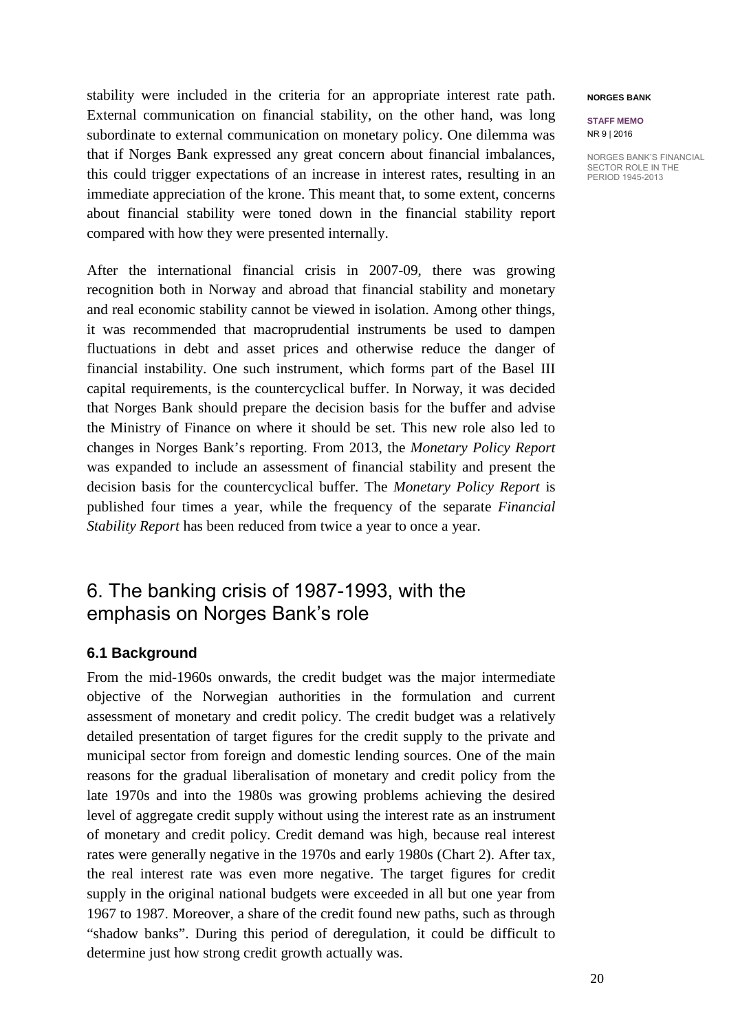stability were included in the criteria for an appropriate interest rate path. External communication on financial stability, on the other hand, was long subordinate to external communication on monetary policy. One dilemma was that if Norges Bank expressed any great concern about financial imbalances, this could trigger expectations of an increase in interest rates, resulting in an immediate appreciation of the krone. This meant that, to some extent, concerns about financial stability were toned down in the financial stability report compared with how they were presented internally.

After the international financial crisis in 2007-09, there was growing recognition both in Norway and abroad that financial stability and monetary and real economic stability cannot be viewed in isolation. Among other things, it was recommended that macroprudential instruments be used to dampen fluctuations in debt and asset prices and otherwise reduce the danger of financial instability. One such instrument, which forms part of the Basel III capital requirements, is the countercyclical buffer. In Norway, it was decided that Norges Bank should prepare the decision basis for the buffer and advise the Ministry of Finance on where it should be set. This new role also led to changes in Norges Bank's reporting. From 2013, the *Monetary Policy Report* was expanded to include an assessment of financial stability and present the decision basis for the countercyclical buffer. The *Monetary Policy Report* is published four times a year, while the frequency of the separate *Financial Stability Report* has been reduced from twice a year to once a year.

# 6. The banking crisis of 1987-1993, with the emphasis on Norges Bank's role

## 6.1 Background

From the mid-1960s onwards, the credit budget was the major intermediate objective of the Norwegian authorities in the formulation and current assessment of monetary and credit policy. The credit budget was a relatively detailed presentation of target figures for the credit supply to the private and municipal sector from foreign and domestic lending sources. One of the main reasons for the gradual liberalisation of monetary and credit policy from the late 1970s and into the 1980s was growing problems achieving the desired level of aggregate credit supply without using the interest rate as an instrument of monetary and credit policy. Credit demand was high, because real interest rates were generally negative in the 1970s and early 1980s (Chart 2). After tax, the real interest rate was even more negative. The target figures for credit supply in the original national budgets were exceeded in all but one year from 1967 to 1987. Moreover, a share of the credit found new paths, such as through "shadow banks". During this period of deregulation, it could be difficult to determine just how strong credit growth actually was.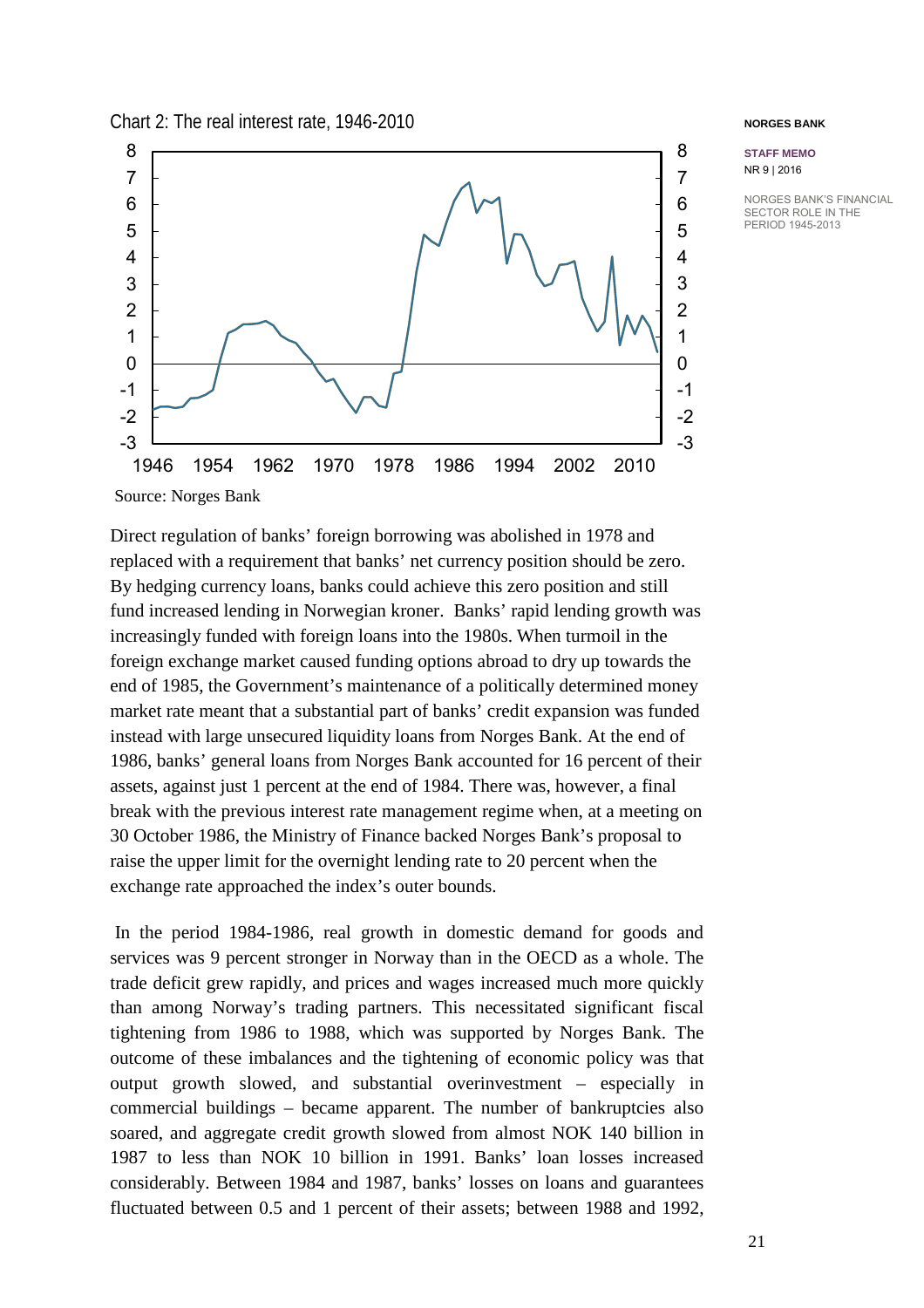Chart 2: The real interest rate, 1946-2010

Source: Norges Bank

Direct regulation of banks' foreign borrowing was abolished in 1978 and replaced with a requirement that banks' net currency position should be zero. By hedging currency loans, banks could achieve this zero position and still fund increased lending in Norwegian kroner. Banks' rapid lending growth was increasingly funded with foreign loans into the 1980s. When turmoil in the foreign exchange market caused funding options abroad to dry up towards the end of 1985, the Government's maintenance of a politically determined money market rate meant that a substantial part of banks' credit expansion was funded instead with large unsecured liquidity loans from Norges Bank. At the end of 1986, banks' general loans from Norges Bank accounted for 16 percent of their assets, against just 1 percent at the end of 1984. There was, however, a final break with the previous interest rate management regime when, at a meeting on 30 October 1986, the Ministry of Finance backed Norges Bank's proposal to raise the upper limit for the overnight lending rate to 20 percent when the exchange rate approached the index's outer bounds.

In the period 1984-1986, real growth in domestic demand for goods and services was 9 percent stronger in Norway than in the OECD as a whole. The trade deficit grew rapidly, and prices and wages increased much more quickly than among Norway's trading partners. This necessitated significant fiscal tightening from 1986 to 1988, which was supported by Norges Bank. The outcome of these imbalances and the tightening of economic policy was that output growth slowed, and substantial overinvestment – especially in commercial buildings – became apparent. The number of bankruptcies also soared, and aggregate credit growth slowed from almost NOK 140 billion in 1987 to less than NOK 10 billion in 1991. Banks' loan losses increased considerably. Between 1984 and 1987, banks' losses on loans and guarantees fluctuated between 0.5 and 1 percent of their assets; between 1988 and 1992,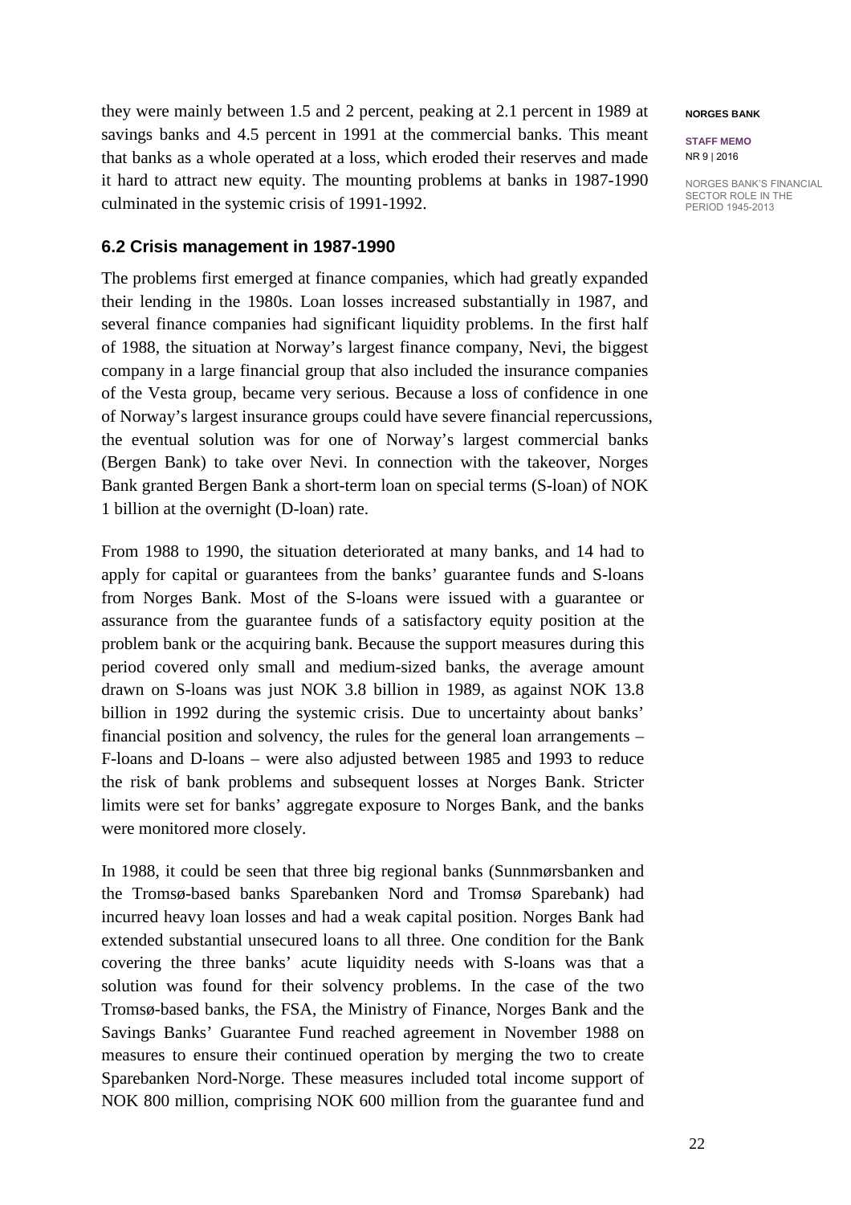they were mainly between 1.5 and 2 percent, peaking at 2.1 percent in 1989 at savings banks and 4.5 percent in 1991 at the commercial banks. This meant that banks as a whole operated at a loss, which eroded their reserves and made it hard to attract new equity. The mounting problems at banks in 1987-1990 culminated in the systemic crisis of 1991-1992.

### 6.2 Crisis management in 1987-1990

The problems first emerged at finance companies, which had greatly expanded their lending in the 1980s. Loan losses increased substantially in 1987, and several finance companies had significant liquidity problems. In the first half of 1988, the situation at Norway's largest finance company, Nevi, the biggest company in a large financial group that also included the insurance companies of the Vesta group, became very serious. Because a loss of confidence in one of Norway's largest insurance groups could have severe financial repercussions, the eventual solution was for one of Norway's largest commercial banks (Bergen Bank) to take over Nevi. In connection with the takeover, Norges Bank granted Bergen Bank a short-term loan on special terms (S-loan) of NOK 1 billion at the overnight (D-loan) rate.

From 1988 to 1990, the situation deteriorated at many banks, and 14 had to apply for capital or guarantees from the banks' guarantee funds and S-loans from Norges Bank. Most of the S-loans were issued with a guarantee or assurance from the guarantee funds of a satisfactory equity position at the problem bank or the acquiring bank. Because the support measures during this period covered only small and medium-sized banks, the average amount drawn on S-loans was just NOK 3.8 billion in 1989, as against NOK 13.8 billion in 1992 during the systemic crisis. Due to uncertainty about banks' financial position and solvency, the rules for the general loan arrangements – F-loans and D-loans – were also adjusted between 1985 and 1993 to reduce the risk of bank problems and subsequent losses at Norges Bank. Stricter limits were set for banks' aggregate exposure to Norges Bank, and the banks were monitored more closely.

In 1988, it could be seen that three big regional banks (Sunnmørsbanken and the Tromsø-based banks Sparebanken Nord and Tromsø Sparebank) had incurred heavy loan losses and had a weak capital position. Norges Bank had extended substantial unsecured loans to all three. One condition for the Bank covering the three banks' acute liquidity needs with S-loans was that a solution was found for their solvency problems. In the case of the two Tromsø-based banks, the FSA, the Ministry of Finance, Norges Bank and the Savings Banks' Guarantee Fund reached agreement in November 1988 on measures to ensure their continued operation by merging the two to create Sparebanken Nord-Norge. These measures included total income support of NOK 800 million, comprising NOK 600 million from the guarantee fund and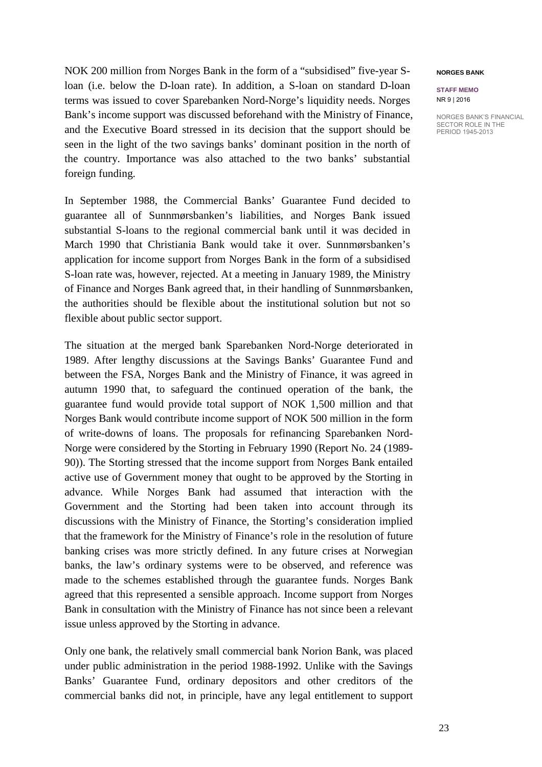NOK 200 million from Norges Bank in the form of a "subsidised" five-year S-loan (i.e. below the D-loan rate). In addition, a S-loan on standard D-loan terms was issued to cover Sparebanken Nord-Norge's liquidity needs. Norges Bank's income support was discussed beforehand with the Ministry of Finance, and the Executive Board stressed in its decision that the support should be seen in the light of the two savings banks' dominant position in the north of the country. Importance was also attached to the two banks' substantial foreign funding.

In September 1988, the Commercial Banks' Guarantee Fund decided to guarantee all of Sunnmørsbanken's liabilities, and Norges Bank issued substantial S-loans to the regional commercial bank until it was decided in March 1990 that Christiania Bank would take it over. Sunnmørsbanken's application for income support from Norges Bank in the form of a subsidised S-loan rate was, however, rejected. At a meeting in January 1989, the Ministry of Finance and Norges Bank agreed that, in their handling of Sunnmørsbanken, the authorities should be flexible about the institutional solution but not so flexible about public sector support.

The situation at the merged bank Sparebanken Nord-Norge deteriorated in 1989. After lengthy discussions at the Savings Banks' Guarantee Fund and between the FSA, Norges Bank and the Ministry of Finance, it was agreed in autumn 1990 that, to safeguard the continued operation of the bank, the guarantee fund would provide total support of NOK 1,500 million and that Norges Bank would contribute income support of NOK 500 million in the form of write-downs of loans. The proposals for refinancing Sparebanken Nord-Norge were considered by the Storting in February 1990 (Report No. 24 (1989-90)). The Storting stressed that the income support from Norges Bank entailed active use of Government money that ought to be approved by the Storting in advance. While Norges Bank had assumed that interaction with the Government and the Storting had been taken into account through its discussions with the Ministry of Finance, the Storting's consideration implied that the framework for the Ministry of Finance's role in the resolution of future banking crises was more strictly defined. In any future crises at Norwegian banks, the law's ordinary systems were to be observed, and reference was made to the schemes established through the guarantee funds. Norges Bank agreed that this represented a sensible approach. Income support from Norges Bank in consultation with the Ministry of Finance has not since been a relevant issue unless approved by the Storting in advance.

Only one bank, the relatively small commercial bank Norion Bank, was placed under public administration in the period 1988-1992. Unlike with the Savings Banks' Guarantee Fund, ordinary depositors and other creditors of the commercial banks did not, in principle, have any legal entitlement to support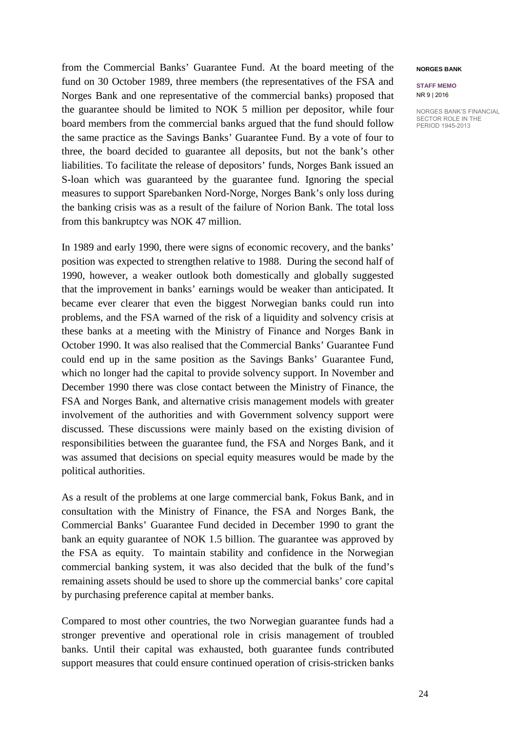from the Commercial Banks' Guarantee Fund. At the board meeting of the fund on 30 October 1989, three members (the representatives of the FSA and Norges Bank and one representative of the commercial banks) proposed that the guarantee should be limited to NOK 5 million per depositor, while four board members from the commercial banks argued that the fund should follow the same practice as the Savings Banks' Guarantee Fund. By a vote of four to three, the board decided to guarantee all deposits, but not the bank's other liabilities. To facilitate the release of depositors' funds, Norges Bank issued an S-loan which was guaranteed by the guarantee fund. Ignoring the special measures to support Sparebanken Nord-Norge, Norges Bank's only loss during the banking crisis was as a result of the failure of Norion Bank. The total loss from this bankruptcy was NOK 47 million.

In 1989 and early 1990, there were signs of economic recovery, and the banks' position was expected to strengthen relative to 1988. During the second half of 1990, however, a weaker outlook both domestically and globally suggested that the improvement in banks' earnings would be weaker than anticipated. It became ever clearer that even the biggest Norwegian banks could run into problems, and the FSA warned of the risk of a liquidity and solvency crisis at these banks at a meeting with the Ministry of Finance and Norges Bank in October 1990. It was also realised that the Commercial Banks' Guarantee Fund could end up in the same position as the Savings Banks' Guarantee Fund, which no longer had the capital to provide solvency support. In November and December 1990 there was close contact between the Ministry of Finance, the FSA and Norges Bank, and alternative crisis management models with greater involvement of the authorities and with Government solvency support were discussed. These discussions were mainly based on the existing division of responsibilities between the guarantee fund, the FSA and Norges Bank, and it was assumed that decisions on special equity measures would be made by the political authorities.

As a result of the problems at one large commercial bank, Fokus Bank, and in consultation with the Ministry of Finance, the FSA and Norges Bank, the Commercial Banks' Guarantee Fund decided in December 1990 to grant the bank an equity guarantee of NOK 1.5 billion. The guarantee was approved by the FSA as equity. To maintain stability and confidence in the Norwegian commercial banking system, it was also decided that the bulk of the fund's remaining assets should be used to shore up the commercial banks' core capital by purchasing preference capital at member banks.

Compared to most other countries, the two Norwegian guarantee funds had a stronger preventive and operational role in crisis management of troubled banks. Until their capital was exhausted, both guarantee funds contributed support measures that could ensure continued operation of crisis-stricken banks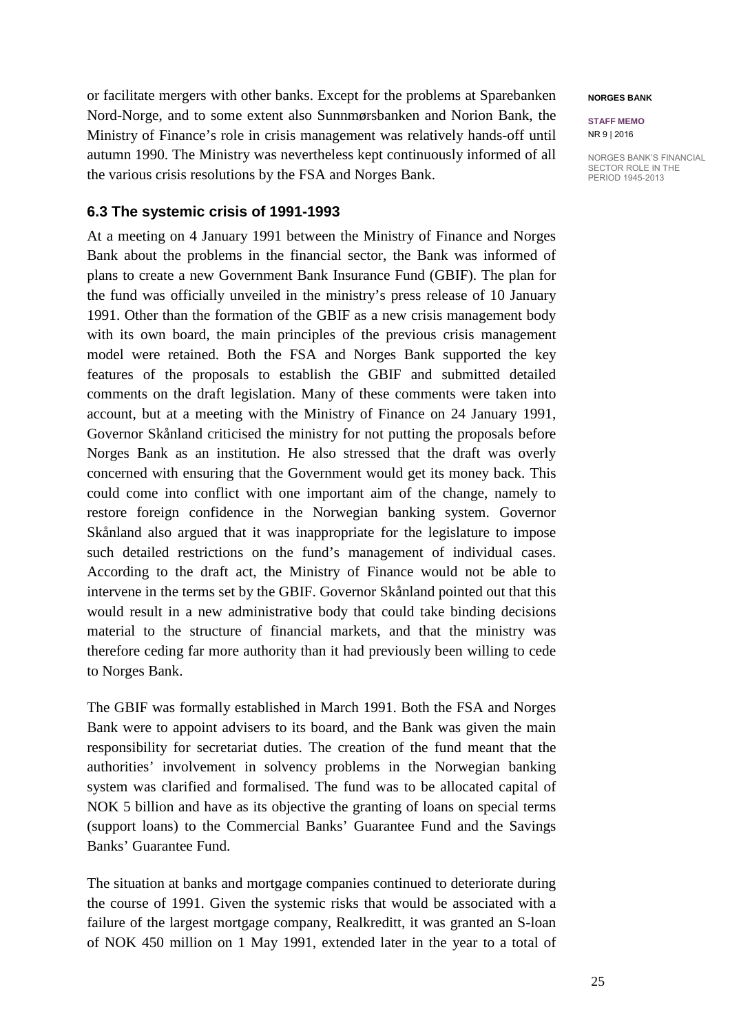or facilitate mergers with other banks. Except for the problems at Sparebanken Nord-Norge, and to some extent also Sunnmørsbanken and Norion Bank, the Ministry of Finance's role in crisis management was relatively hands-off until autumn 1990. The Ministry was nevertheless kept continuously informed of all the various crisis resolutions by the FSA and Norges Bank.

### 6.3 The systemic crisis of 1991-1993

At a meeting on 4 January 1991 between the Ministry of Finance and Norges Bank about the problems in the financial sector, the Bank was informed of plans to create a new Government Bank Insurance Fund (GBIF). The plan for the fund was officially unveiled in the ministry's press release of 10 January 1991. Other than the formation of the GBIF as a new crisis management body with its own board, the main principles of the previous crisis management model were retained. Both the FSA and Norges Bank supported the key features of the proposals to establish the GBIF and submitted detailed comments on the draft legislation. Many of these comments were taken into account, but at a meeting with the Ministry of Finance on 24 January 1991, Governor Skånland criticised the ministry for not putting the proposals before Norges Bank as an institution. He also stressed that the draft was overly concerned with ensuring that the Government would get its money back. This could come into conflict with one important aim of the change, namely to restore foreign confidence in the Norwegian banking system. Governor Skånland also argued that it was inappropriate for the legislature to impose such detailed restrictions on the fund's management of individual cases. According to the draft act, the Ministry of Finance would not be able to intervene in the terms set by the GBIF. Governor Skånland pointed out that this would result in a new administrative body that could take binding decisions material to the structure of financial markets, and that the ministry was therefore ceding far more authority than it had previously been willing to cede to Norges Bank.

The GBIF was formally established in March 1991. Both the FSA and Norges Bank were to appoint advisers to its board, and the Bank was given the main responsibility for secretariat duties. The creation of the fund meant that the authorities' involvement in solvency problems in the Norwegian banking system was clarified and formalised. The fund was to be allocated capital of NOK 5 billion and have as its objective the granting of loans on special terms (support loans) to the Commercial Banks' Guarantee Fund and the Savings Banks' Guarantee Fund.

The situation at banks and mortgage companies continued to deteriorate during the course of 1991. Given the systemic risks that would be associated with a failure of the largest mortgage company, Realkreditt, it was granted an S-loan of NOK 450 million on 1 May 1991, extended later in the year to a total of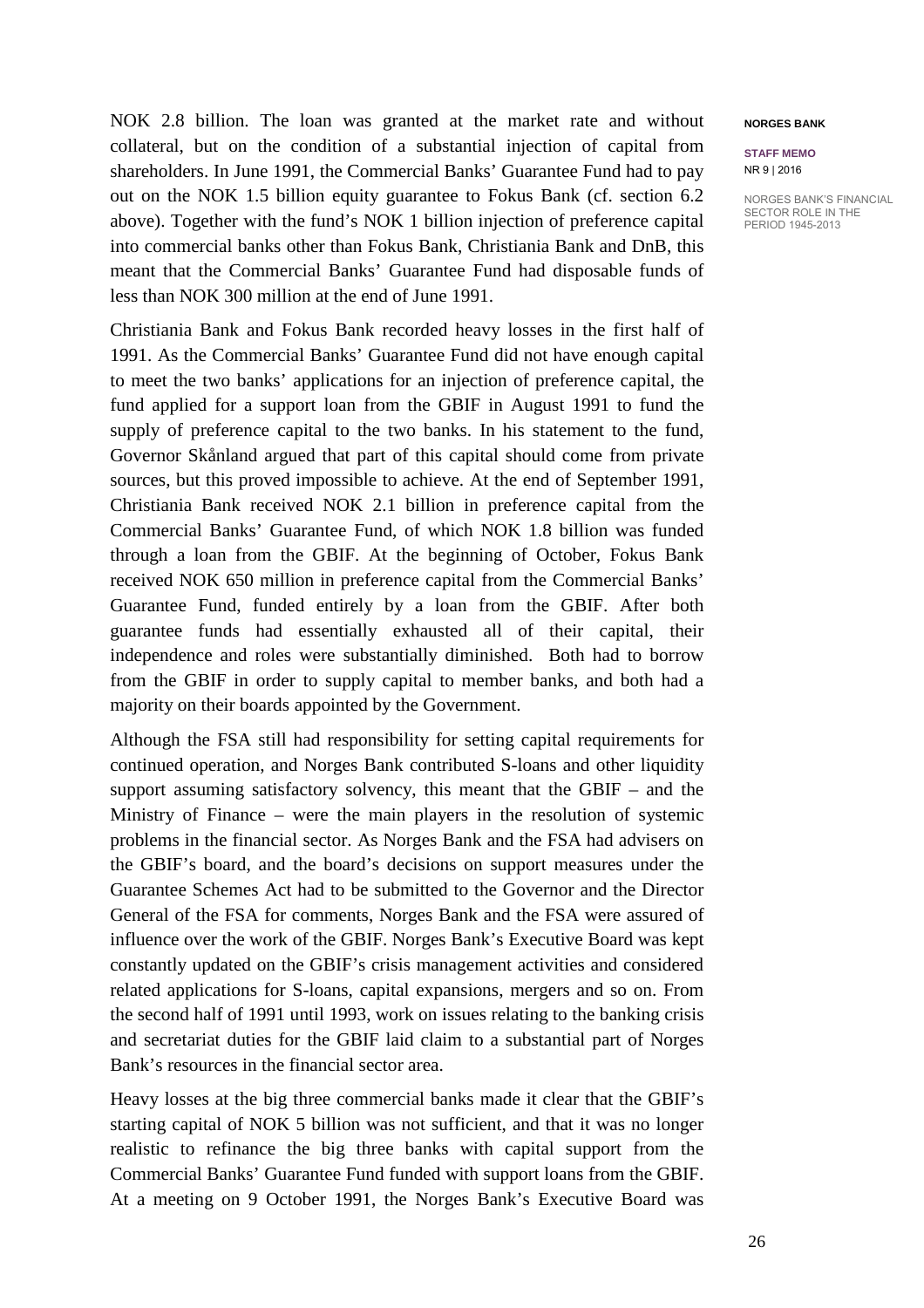NOK 2.8 billion. The loan was granted at the market rate and without collateral, but on the condition of a substantial injection of capital from shareholders. In June 1991, the Commercial Banks' Guarantee Fund had to pay out on the NOK 1.5 billion equity guarantee to Fokus Bank (cf. section 6.2 above). Together with the fund's NOK 1 billion injection of preference capital into commercial banks other than Fokus Bank, Christiania Bank and DnB, this meant that the Commercial Banks' Guarantee Fund had disposable funds of less than NOK 300 million at the end of June 1991.

Christiania Bank and Fokus Bank recorded heavy losses in the first half of 1991. As the Commercial Banks' Guarantee Fund did not have enough capital to meet the two banks' applications for an injection of preference capital, the fund applied for a support loan from the GBIF in August 1991 to fund the supply of preference capital to the two banks. In his statement to the fund, Governor Skånland argued that part of this capital should come from private sources, but this proved impossible to achieve. At the end of September 1991, Christiania Bank received NOK 2.1 billion in preference capital from the Commercial Banks' Guarantee Fund, of which NOK 1.8 billion was funded through a loan from the GBIF. At the beginning of October, Fokus Bank received NOK 650 million in preference capital from the Commercial Banks' Guarantee Fund, funded entirely by a loan from the GBIF. After both guarantee funds had essentially exhausted all of their capital, their independence and roles were substantially diminished. Both had to borrow from the GBIF in order to supply capital to member banks, and both had a majority on their boards appointed by the Government.

Although the FSA still had responsibility for setting capital requirements for continued operation, and Norges Bank contributed S-loans and other liquidity support assuming satisfactory solvency, this meant that the GBIF – and the Ministry of Finance – were the main players in the resolution of systemic problems in the financial sector. As Norges Bank and the FSA had advisers on the GBIF's board, and the board's decisions on support measures under the Guarantee Schemes Act had to be submitted to the Governor and the Director General of the FSA for comments, Norges Bank and the FSA were assured of influence over the work of the GBIF. Norges Bank's Executive Board was kept constantly updated on the GBIF's crisis management activities and considered related applications for S-loans, capital expansions, mergers and so on. From the second half of 1991 until 1993, work on issues relating to the banking crisis and secretariat duties for the GBIF laid claim to a substantial part of Norges Bank's resources in the financial sector area.

Heavy losses at the big three commercial banks made it clear that the GBIF's starting capital of NOK 5 billion was not sufficient, and that it was no longer realistic to refinance the big three banks with capital support from the Commercial Banks' Guarantee Fund funded with support loans from the GBIF. At a meeting on 9 October 1991, the Norges Bank's Executive Board was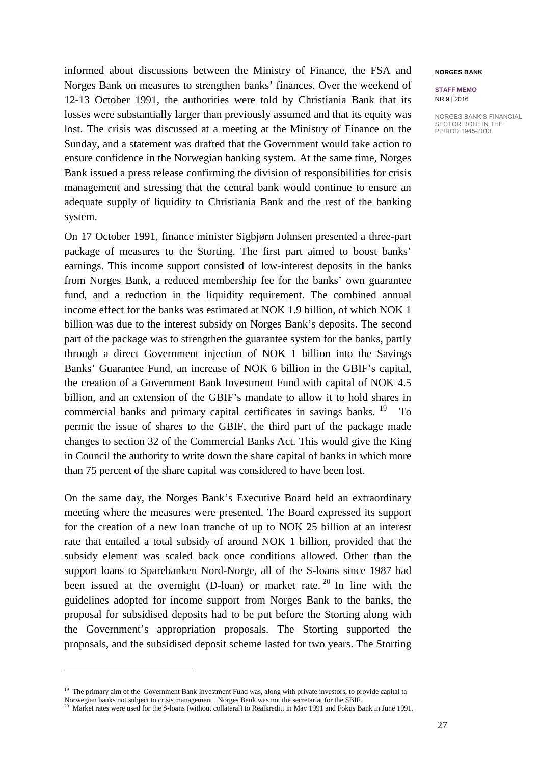informed about discussions between the Ministry of Finance, the FSA and Norges Bank on measures to strengthen banks' finances. Over the weekend of 12-13 October 1991, the authorities were told by Christiania Bank that its losses were substantially larger than previously assumed and that its equity was lost. The crisis was discussed at a meeting at the Ministry of Finance on the Sunday, and a statement was drafted that the Government would take action to ensure confidence in the Norwegian banking system. At the same time, Norges Bank issued a press release confirming the division of responsibilities for crisis management and stressing that the central bank would continue to ensure an adequate supply of liquidity to Christiania Bank and the rest of the banking system.

On 17 October 1991, finance minister Sigbjørn Johnsen presented a three-part package of measures to the Storting. The first part aimed to boost banks' earnings. This income support consisted of low-interest deposits in the banks from Norges Bank, a reduced membership fee for the banks' own guarantee fund, and a reduction in the liquidity requirement. The combined annual income effect for the banks was estimated at NOK 1.9 billion, of which NOK 1 billion was due to the interest subsidy on Norges Bank's deposits. The second part of the package was to strengthen the guarantee system for the banks, partly through a direct Government injection of NOK 1 billion into the Savings Banks' Guarantee Fund, an increase of NOK 6 billion in the GBIF's capital, the creation of a Government Bank Investment Fund with capital of NOK 4.5 billion, and an extension of the GBIF's mandate to allow it to hold shares in commercial banks and primary capital certificates in savings banks. [19] To permit the issue of shares to the GBIF, the third part of the package made changes to section 32 of the Commercial Banks Act. This would give the King in Council the authority to write down the share capital of banks in which more than 75 percent of the share capital was considered to have been lost.

On the same day, the Norges Bank's Executive Board held an extraordinary meeting where the measures were presented. The Board expressed its support for the creation of a new loan tranche of up to NOK 25 billion at an interest rate that entailed a total subsidy of around NOK 1 billion, provided that the subsidy element was scaled back once conditions allowed. Other than the support loans to Sparebanken Nord-Norge, all of the S-loans since 1987 had been issued at the overnight (D-loan) or market rate. [20] In line with the guidelines adopted for income support from Norges Bank to the banks, the proposal for subsidised deposits had to be put before the Storting along with the Government's appropriation proposals. The Storting supported the proposals, and the subsidised deposit scheme lasted for two years. The Storting

---

[19] The primary aim of the Government Bank Investment Fund was, along with private investors, to provide capital to Norwegian banks not subject to crisis management. Norges Bank was not the secretariat for the SBIF.

[20] Market rates were used for the S-loans (without collateral) to Realkreditt in May 1991 and Fokus Bank in June 1991.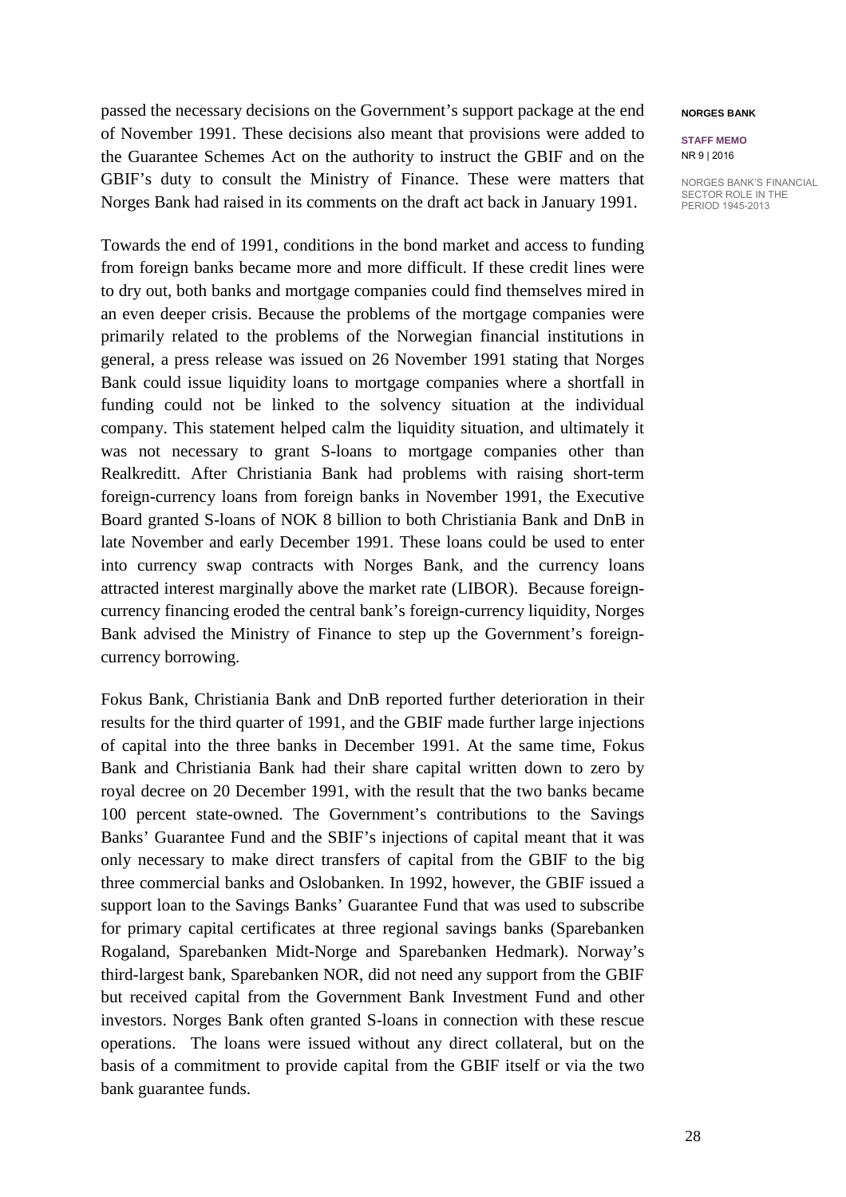passed the necessary decisions on the Government's support package at the end of November 1991. These decisions also meant that provisions were added to the Guarantee Schemes Act on the authority to instruct the GBIF and on the GBIF's duty to consult the Ministry of Finance. These were matters that Norges Bank had raised in its comments on the draft act back in January 1991.

Towards the end of 1991, conditions in the bond market and access to funding from foreign banks became more and more difficult. If these credit lines were to dry out, both banks and mortgage companies could find themselves mired in an even deeper crisis. Because the problems of the mortgage companies were primarily related to the problems of the Norwegian financial institutions in general, a press release was issued on 26 November 1991 stating that Norges Bank could issue liquidity loans to mortgage companies where a shortfall in funding could not be linked to the solvency situation at the individual company. This statement helped calm the liquidity situation, and ultimately it was not necessary to grant S-loans to mortgage companies other than Realkreditt. After Christiania Bank had problems with raising short-term foreign-currency loans from foreign banks in November 1991, the Executive Board granted S-loans of NOK 8 billion to both Christiania Bank and DnB in late November and early December 1991. These loans could be used to enter into currency swap contracts with Norges Bank, and the currency loans attracted interest marginally above the market rate (LIBOR). Because foreign-currency financing eroded the central bank's foreign-currency liquidity, Norges Bank advised the Ministry of Finance to step up the Government's foreign-currency borrowing.

Fokus Bank, Christiania Bank and DnB reported further deterioration in their results for the third quarter of 1991, and the GBIF made further large injections of capital into the three banks in December 1991. At the same time, Fokus Bank and Christiania Bank had their share capital written down to zero by royal decree on 20 December 1991, with the result that the two banks became 100 percent state-owned. The Government's contributions to the Savings Banks' Guarantee Fund and the SBIF's injections of capital meant that it was only necessary to make direct transfers of capital from the GBIF to the big three commercial banks and Oslobanken. In 1992, however, the GBIF issued a support loan to the Savings Banks' Guarantee Fund that was used to subscribe for primary capital certificates at three regional savings banks (Sparebanken Rogaland, Sparebanken Midt-Norge and Sparebanken Hedmark). Norway's third-largest bank, Sparebanken NOR, did not need any support from the GBIF but received capital from the Government Bank Investment Fund and other investors. Norges Bank often granted S-loans in connection with these rescue operations. The loans were issued without any direct collateral, but on the basis of a commitment to provide capital from the GBIF itself or via the two bank guarantee funds.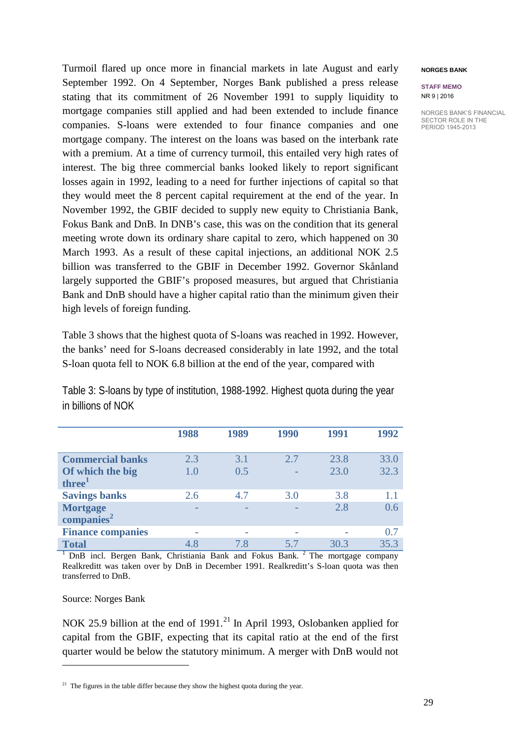Turmoil flared up once more in financial markets in late August and early September 1992. On 4 September, Norges Bank published a press release stating that its commitment of 26 November 1991 to supply liquidity to mortgage companies still applied and had been extended to include finance companies. S-loans were extended to four finance companies and one mortgage company. The interest on the loans was based on the interbank rate with a premium. At a time of currency turmoil, this entailed very high rates of interest. The big three commercial banks looked likely to report significant losses again in 1992, leading to a need for further injections of capital so that they would meet the 8 percent capital requirement at the end of the year. In November 1992, the GBIF decided to supply new equity to Christiania Bank, Fokus Bank and DnB. In DNB's case, this was on the condition that its general meeting wrote down its ordinary share capital to zero, which happened on 30 March 1993. As a result of these capital injections, an additional NOK 2.5 billion was transferred to the GBIF in December 1992. Governor Skånland largely supported the GBIF's proposed measures, but argued that Christiania Bank and DnB should have a higher capital ratio than the minimum given their high levels of foreign funding.

Table 3 shows that the highest quota of S-loans was reached in 1992. However, the banks' need for S-loans decreased considerably in late 1992, and the total S-loan quota fell to NOK 6.8 billion at the end of the year, compared with

Table 3: S-loans by type of institution, 1988-1992. Highest quota during the year in billions of NOK

| | 1988 | 1989 | 1990 | 1991 | 1992 |
|---|---|---|---|---|---|
| **Commercial banks** | 2.3 | 3.1 | 2.7 | 23.8 | 33.0 |
| **Of which the big three**[1] | 1.0 | 0.5 | - | 23.0 | 32.3 |
| **Savings banks** | 2.6 | 4.7 | 3.0 | 3.8 | 1.1 |
| **Mortgage companies**[2] | - | - | - | 2.8 | 0.6 |
| **Finance companies** | - | - | - | - | 0.7 |
| **Total** | 4.8 | 7.8 | 5.7 | 30.3 | 35.3 |

[1] DnB incl. Bergen Bank, Christiania Bank and Fokus Bank. [2] The mortgage company Realkreditt was taken over by DnB in December 1991. Realkreditt's S-loan quota was then transferred to DnB.

Source: Norges Bank

NOK 25.9 billion at the end of 1991.[21] In April 1993, Oslobanken applied for capital from the GBIF, expecting that its capital ratio at the end of the first quarter would be below the statutory minimum. A merger with DnB would not

[21] The figures in the table differ because they show the highest quota during the year.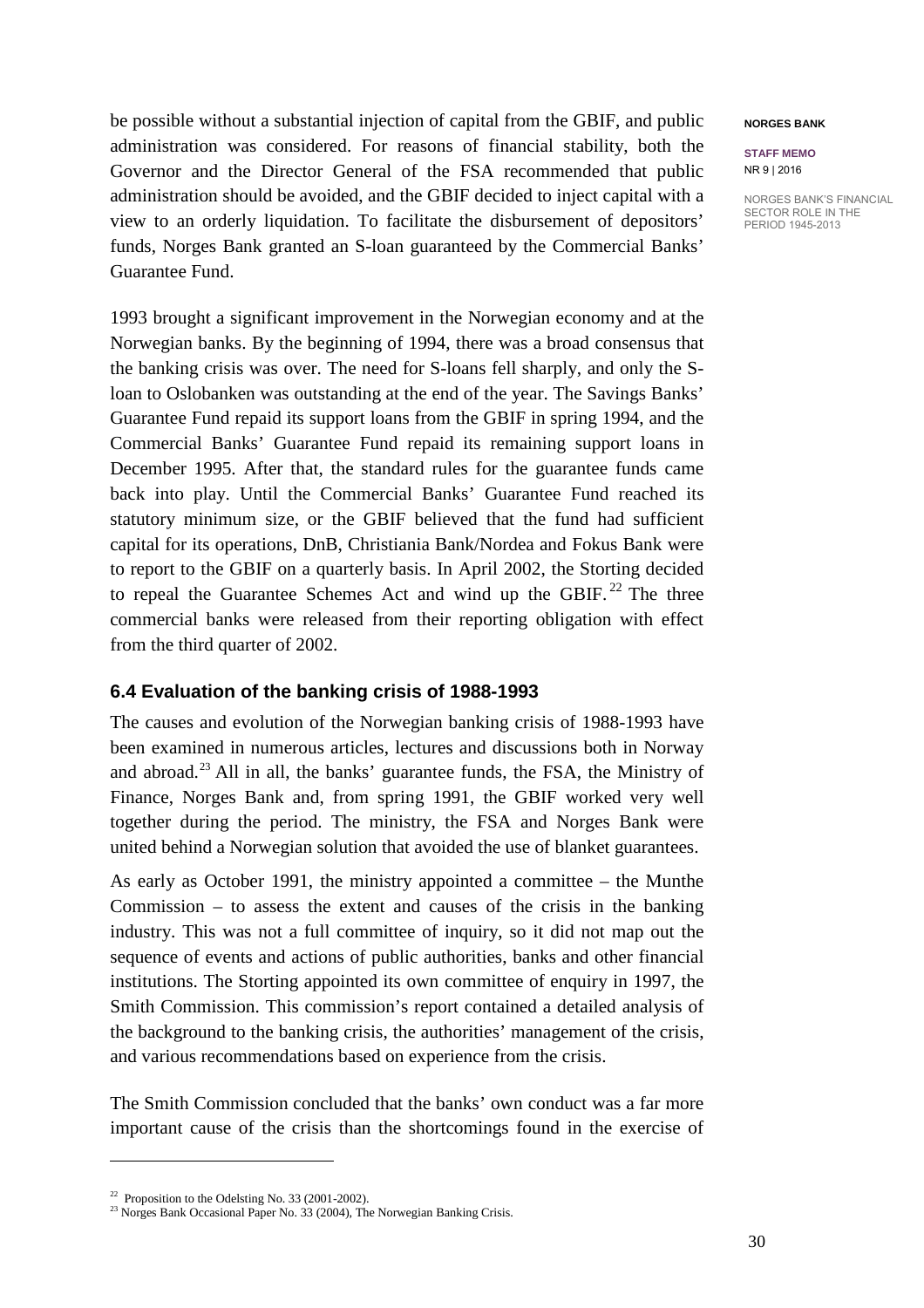be possible without a substantial injection of capital from the GBIF, and public administration was considered. For reasons of financial stability, both the Governor and the Director General of the FSA recommended that public administration should be avoided, and the GBIF decided to inject capital with a view to an orderly liquidation. To facilitate the disbursement of depositors' funds, Norges Bank granted an S-loan guaranteed by the Commercial Banks' Guarantee Fund.

1993 brought a significant improvement in the Norwegian economy and at the Norwegian banks. By the beginning of 1994, there was a broad consensus that the banking crisis was over. The need for S-loans fell sharply, and only the S-loan to Oslobanken was outstanding at the end of the year. The Savings Banks' Guarantee Fund repaid its support loans from the GBIF in spring 1994, and the Commercial Banks' Guarantee Fund repaid its remaining support loans in December 1995. After that, the standard rules for the guarantee funds came back into play. Until the Commercial Banks' Guarantee Fund reached its statutory minimum size, or the GBIF believed that the fund had sufficient capital for its operations, DnB, Christiania Bank/Nordea and Fokus Bank were to report to the GBIF on a quarterly basis. In April 2002, the Storting decided to repeal the Guarantee Schemes Act and wind up the GBIF.[22] The three commercial banks were released from their reporting obligation with effect from the third quarter of 2002.

### 6.4 Evaluation of the banking crisis of 1988-1993

The causes and evolution of the Norwegian banking crisis of 1988-1993 have been examined in numerous articles, lectures and discussions both in Norway and abroad.[23] All in all, the banks' guarantee funds, the FSA, the Ministry of Finance, Norges Bank and, from spring 1991, the GBIF worked very well together during the period. The ministry, the FSA and Norges Bank were united behind a Norwegian solution that avoided the use of blanket guarantees.

As early as October 1991, the ministry appointed a committee – the Munthe Commission – to assess the extent and causes of the crisis in the banking industry. This was not a full committee of inquiry, so it did not map out the sequence of events and actions of public authorities, banks and other financial institutions. The Storting appointed its own committee of enquiry in 1997, the Smith Commission. This commission's report contained a detailed analysis of the background to the banking crisis, the authorities' management of the crisis, and various recommendations based on experience from the crisis.

The Smith Commission concluded that the banks' own conduct was a far more important cause of the crisis than the shortcomings found in the exercise of

---

[22] Proposition to the Odelsting No. 33 (2001-2002).

[23] Norges Bank Occasional Paper No. 33 (2004), The Norwegian Banking Crisis.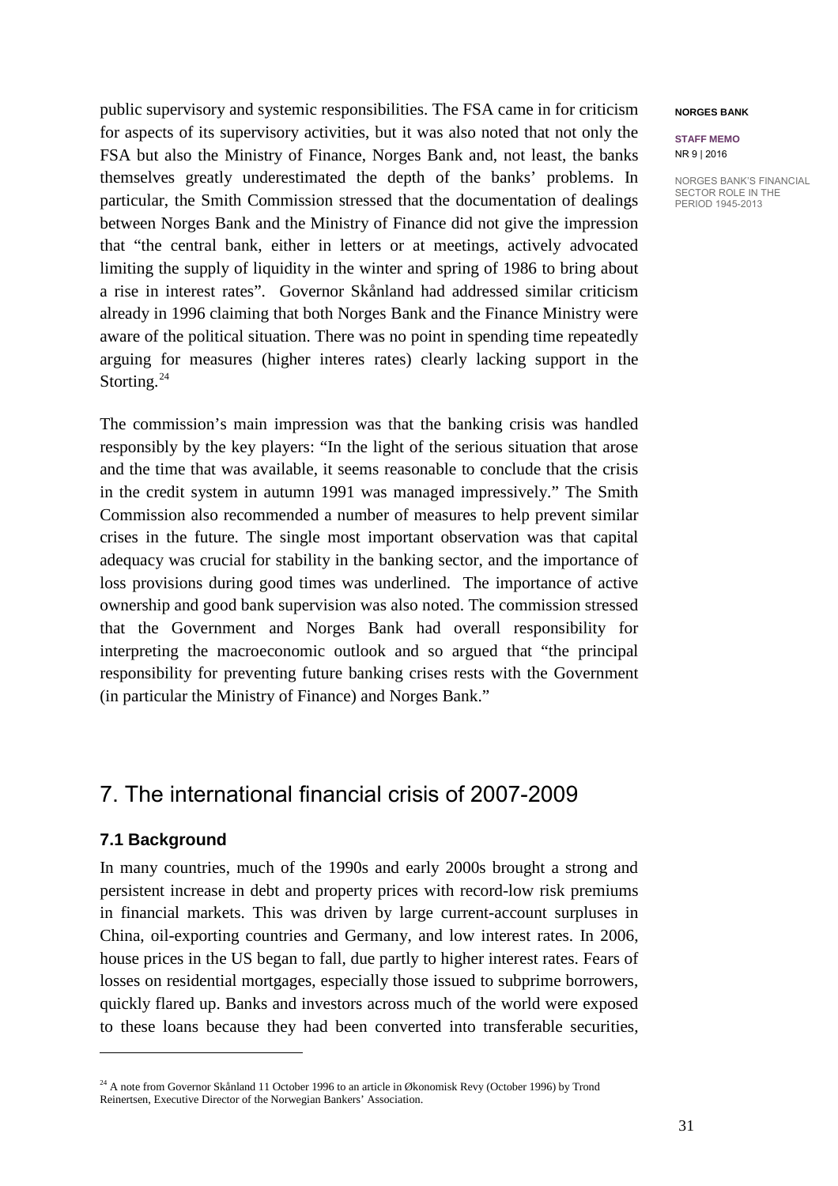public supervisory and systemic responsibilities. The FSA came in for criticism for aspects of its supervisory activities, but it was also noted that not only the FSA but also the Ministry of Finance, Norges Bank and, not least, the banks themselves greatly underestimated the depth of the banks' problems. In particular, the Smith Commission stressed that the documentation of dealings between Norges Bank and the Ministry of Finance did not give the impression that "the central bank, either in letters or at meetings, actively advocated limiting the supply of liquidity in the winter and spring of 1986 to bring about a rise in interest rates". Governor Skånland had addressed similar criticism already in 1996 claiming that both Norges Bank and the Finance Ministry were aware of the political situation. There was no point in spending time repeatedly arguing for measures (higher interes rates) clearly lacking support in the Storting.[24]

The commission's main impression was that the banking crisis was handled responsibly by the key players: "In the light of the serious situation that arose and the time that was available, it seems reasonable to conclude that the crisis in the credit system in autumn 1991 was managed impressively." The Smith Commission also recommended a number of measures to help prevent similar crises in the future. The single most important observation was that capital adequacy was crucial for stability in the banking sector, and the importance of loss provisions during good times was underlined. The importance of active ownership and good bank supervision was also noted. The commission stressed that the Government and Norges Bank had overall responsibility for interpreting the macroeconomic outlook and so argued that "the principal responsibility for preventing future banking crises rests with the Government (in particular the Ministry of Finance) and Norges Bank."

# 7. The international financial crisis of 2007-2009

### 7.1 Background

In many countries, much of the 1990s and early 2000s brought a strong and persistent increase in debt and property prices with record-low risk premiums in financial markets. This was driven by large current-account surpluses in China, oil-exporting countries and Germany, and low interest rates. In 2006, house prices in the US began to fall, due partly to higher interest rates. Fears of losses on residential mortgages, especially those issued to subprime borrowers, quickly flared up. Banks and investors across much of the world were exposed to these loans because they had been converted into transferable securities,

[24] A note from Governor Skånland 11 October 1996 to an article in Økonomisk Revy (October 1996) by Trond Reinertsen, Executive Director of the Norwegian Bankers' Association.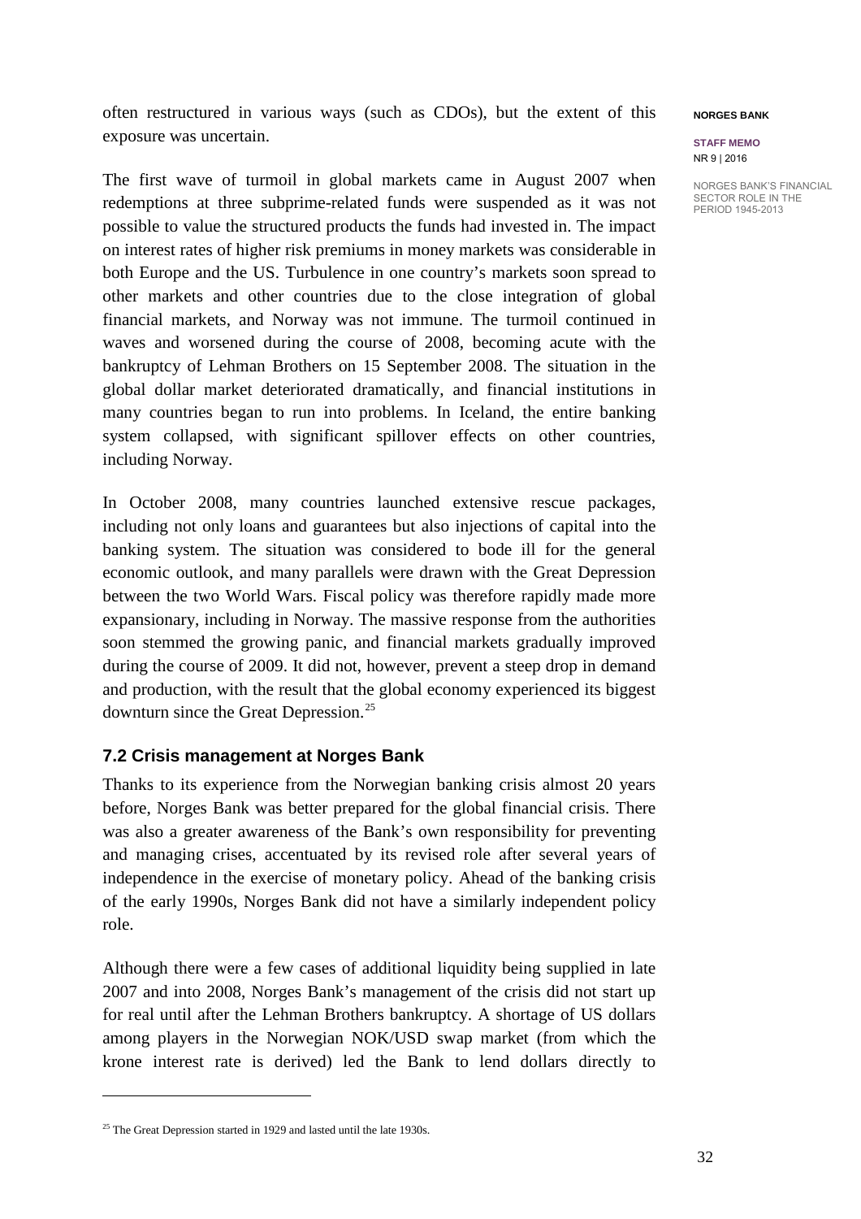often restructured in various ways (such as CDOs), but the extent of this exposure was uncertain.

The first wave of turmoil in global markets came in August 2007 when redemptions at three subprime-related funds were suspended as it was not possible to value the structured products the funds had invested in. The impact on interest rates of higher risk premiums in money markets was considerable in both Europe and the US. Turbulence in one country's markets soon spread to other markets and other countries due to the close integration of global financial markets, and Norway was not immune. The turmoil continued in waves and worsened during the course of 2008, becoming acute with the bankruptcy of Lehman Brothers on 15 September 2008. The situation in the global dollar market deteriorated dramatically, and financial institutions in many countries began to run into problems. In Iceland, the entire banking system collapsed, with significant spillover effects on other countries, including Norway.

In October 2008, many countries launched extensive rescue packages, including not only loans and guarantees but also injections of capital into the banking system. The situation was considered to bode ill for the general economic outlook, and many parallels were drawn with the Great Depression between the two World Wars. Fiscal policy was therefore rapidly made more expansionary, including in Norway. The massive response from the authorities soon stemmed the growing panic, and financial markets gradually improved during the course of 2009. It did not, however, prevent a steep drop in demand and production, with the result that the global economy experienced its biggest downturn since the Great Depression.[25]

### 7.2 Crisis management at Norges Bank

Thanks to its experience from the Norwegian banking crisis almost 20 years before, Norges Bank was better prepared for the global financial crisis. There was also a greater awareness of the Bank's own responsibility for preventing and managing crises, accentuated by its revised role after several years of independence in the exercise of monetary policy. Ahead of the banking crisis of the early 1990s, Norges Bank did not have a similarly independent policy role.

Although there were a few cases of additional liquidity being supplied in late 2007 and into 2008, Norges Bank's management of the crisis did not start up for real until after the Lehman Brothers bankruptcy. A shortage of US dollars among players in the Norwegian NOK/USD swap market (from which the krone interest rate is derived) led the Bank to lend dollars directly to

[25] The Great Depression started in 1929 and lasted until the late 1930s.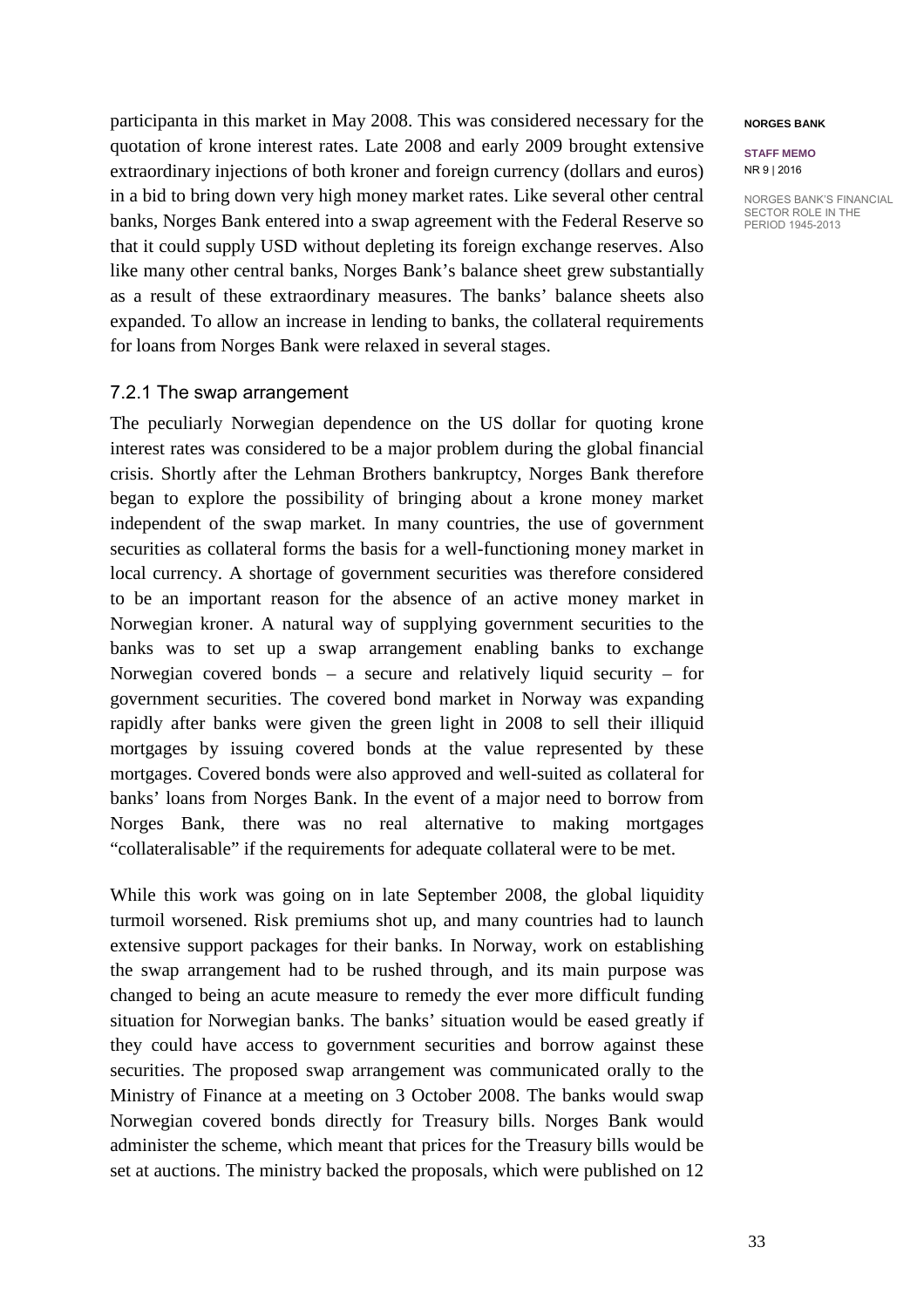participanta in this market in May 2008. This was considered necessary for the quotation of krone interest rates. Late 2008 and early 2009 brought extensive extraordinary injections of both kroner and foreign currency (dollars and euros) in a bid to bring down very high money market rates. Like several other central banks, Norges Bank entered into a swap agreement with the Federal Reserve so that it could supply USD without depleting its foreign exchange reserves. Also like many other central banks, Norges Bank's balance sheet grew substantially as a result of these extraordinary measures. The banks' balance sheets also expanded. To allow an increase in lending to banks, the collateral requirements for loans from Norges Bank were relaxed in several stages.

### 7.2.1 The swap arrangement

The peculiarly Norwegian dependence on the US dollar for quoting krone interest rates was considered to be a major problem during the global financial crisis. Shortly after the Lehman Brothers bankruptcy, Norges Bank therefore began to explore the possibility of bringing about a krone money market independent of the swap market. In many countries, the use of government securities as collateral forms the basis for a well-functioning money market in local currency. A shortage of government securities was therefore considered to be an important reason for the absence of an active money market in Norwegian kroner. A natural way of supplying government securities to the banks was to set up a swap arrangement enabling banks to exchange Norwegian covered bonds – a secure and relatively liquid security – for government securities. The covered bond market in Norway was expanding rapidly after banks were given the green light in 2008 to sell their illiquid mortgages by issuing covered bonds at the value represented by these mortgages. Covered bonds were also approved and well-suited as collateral for banks' loans from Norges Bank. In the event of a major need to borrow from Norges Bank, there was no real alternative to making mortgages "collateralisable" if the requirements for adequate collateral were to be met.

While this work was going on in late September 2008, the global liquidity turmoil worsened. Risk premiums shot up, and many countries had to launch extensive support packages for their banks. In Norway, work on establishing the swap arrangement had to be rushed through, and its main purpose was changed to being an acute measure to remedy the ever more difficult funding situation for Norwegian banks. The banks' situation would be eased greatly if they could have access to government securities and borrow against these securities. The proposed swap arrangement was communicated orally to the Ministry of Finance at a meeting on 3 October 2008. The banks would swap Norwegian covered bonds directly for Treasury bills. Norges Bank would administer the scheme, which meant that prices for the Treasury bills would be set at auctions. The ministry backed the proposals, which were published on 12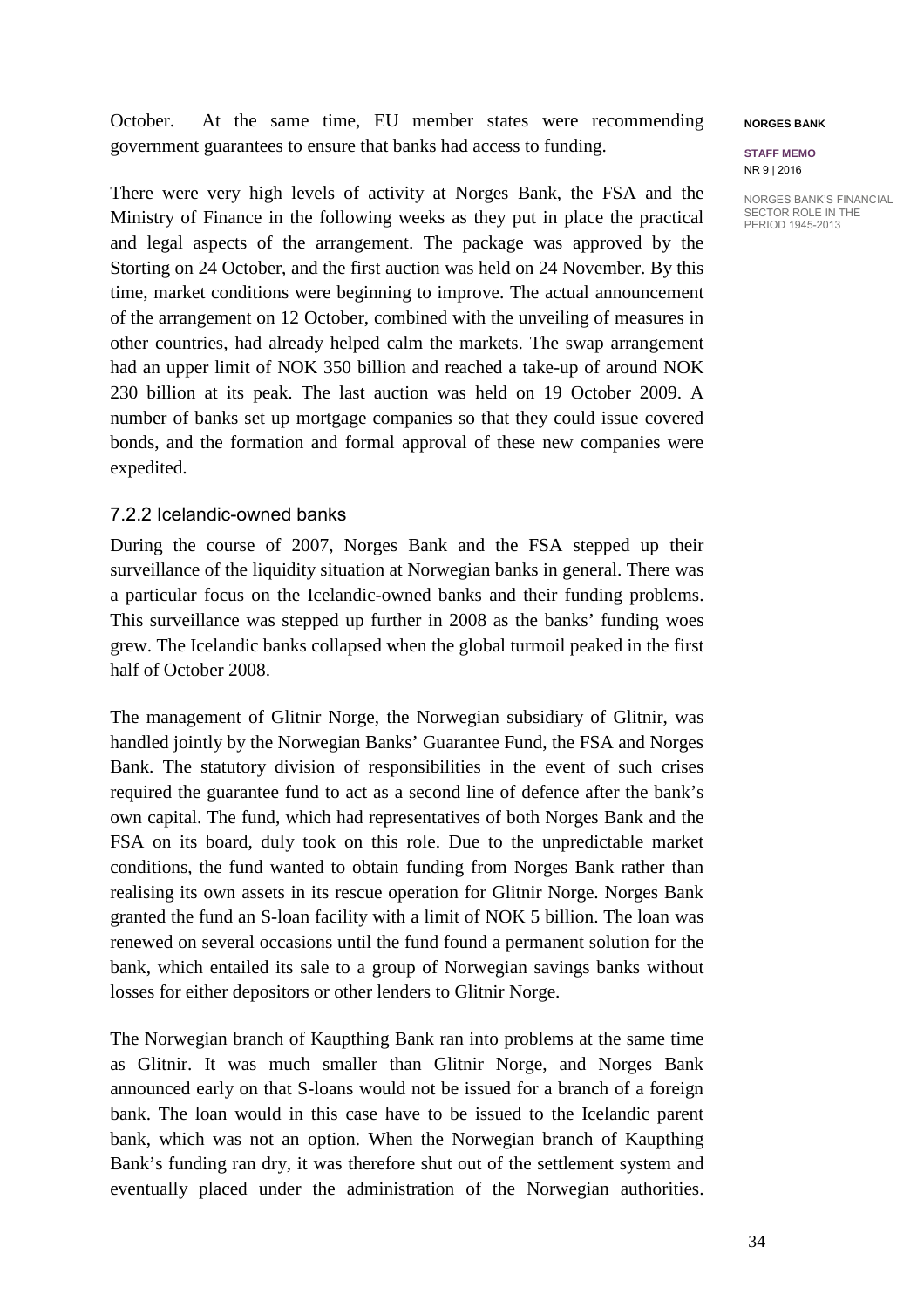October. At the same time, EU member states were recommending government guarantees to ensure that banks had access to funding.

There were very high levels of activity at Norges Bank, the FSA and the Ministry of Finance in the following weeks as they put in place the practical and legal aspects of the arrangement. The package was approved by the Storting on 24 October, and the first auction was held on 24 November. By this time, market conditions were beginning to improve. The actual announcement of the arrangement on 12 October, combined with the unveiling of measures in other countries, had already helped calm the markets. The swap arrangement had an upper limit of NOK 350 billion and reached a take-up of around NOK 230 billion at its peak. The last auction was held on 19 October 2009. A number of banks set up mortgage companies so that they could issue covered bonds, and the formation and formal approval of these new companies were expedited.

### 7.2.2 Icelandic-owned banks

During the course of 2007, Norges Bank and the FSA stepped up their surveillance of the liquidity situation at Norwegian banks in general. There was a particular focus on the Icelandic-owned banks and their funding problems. This surveillance was stepped up further in 2008 as the banks' funding woes grew. The Icelandic banks collapsed when the global turmoil peaked in the first half of October 2008.

The management of Glitnir Norge, the Norwegian subsidiary of Glitnir, was handled jointly by the Norwegian Banks' Guarantee Fund, the FSA and Norges Bank. The statutory division of responsibilities in the event of such crises required the guarantee fund to act as a second line of defence after the bank's own capital. The fund, which had representatives of both Norges Bank and the FSA on its board, duly took on this role. Due to the unpredictable market conditions, the fund wanted to obtain funding from Norges Bank rather than realising its own assets in its rescue operation for Glitnir Norge. Norges Bank granted the fund an S-loan facility with a limit of NOK 5 billion. The loan was renewed on several occasions until the fund found a permanent solution for the bank, which entailed its sale to a group of Norwegian savings banks without losses for either depositors or other lenders to Glitnir Norge.

The Norwegian branch of Kaupthing Bank ran into problems at the same time as Glitnir. It was much smaller than Glitnir Norge, and Norges Bank announced early on that S-loans would not be issued for a branch of a foreign bank. The loan would in this case have to be issued to the Icelandic parent bank, which was not an option. When the Norwegian branch of Kaupthing Bank's funding ran dry, it was therefore shut out of the settlement system and eventually placed under the administration of the Norwegian authorities.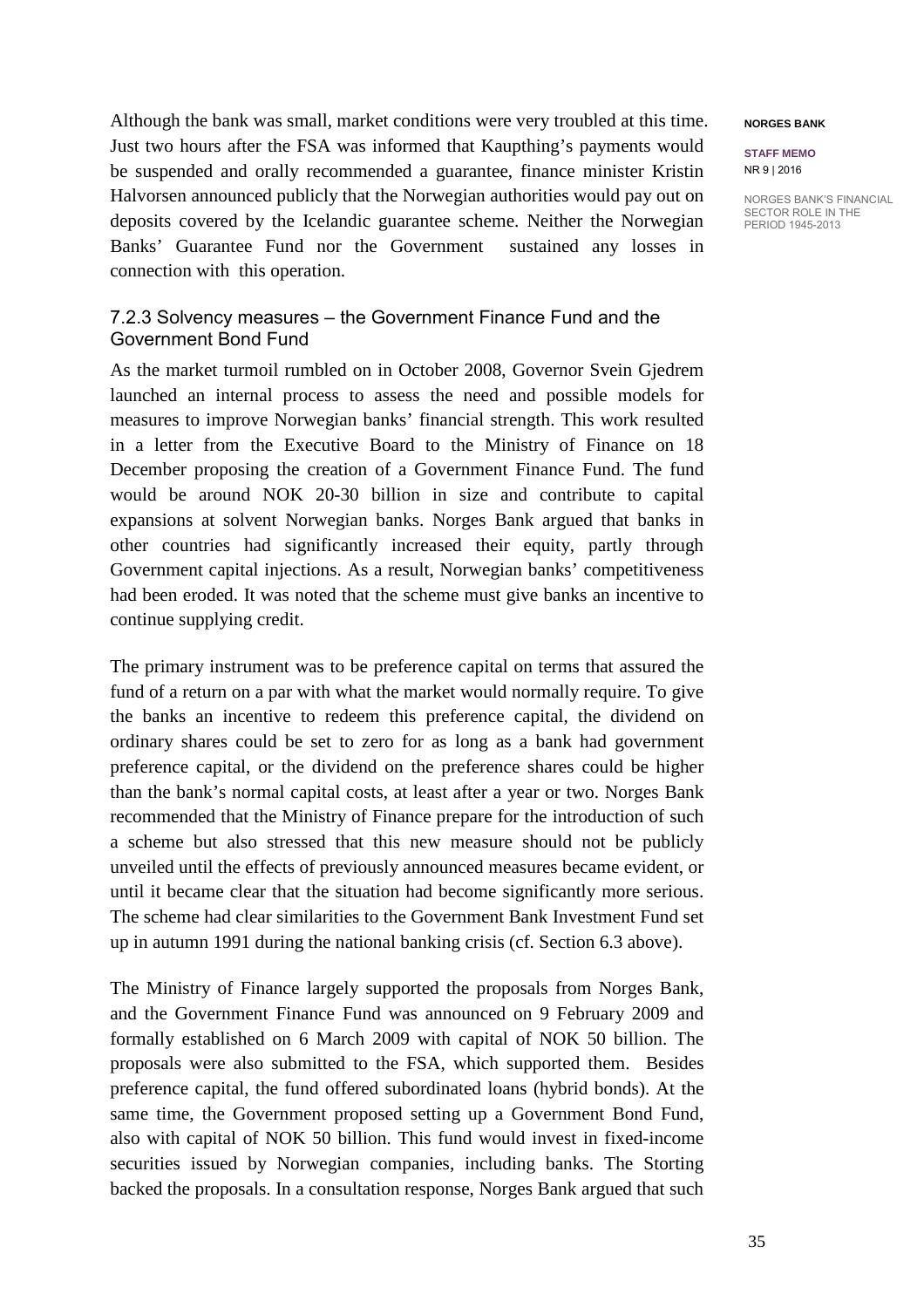Although the bank was small, market conditions were very troubled at this time. Just two hours after the FSA was informed that Kaupthing's payments would be suspended and orally recommended a guarantee, finance minister Kristin Halvorsen announced publicly that the Norwegian authorities would pay out on deposits covered by the Icelandic guarantee scheme. Neither the Norwegian Banks' Guarantee Fund nor the Government sustained any losses in connection with this operation.

### 7.2.3 Solvency measures – the Government Finance Fund and the Government Bond Fund

As the market turmoil rumbled on in October 2008, Governor Svein Gjedrem launched an internal process to assess the need and possible models for measures to improve Norwegian banks' financial strength. This work resulted in a letter from the Executive Board to the Ministry of Finance on 18 December proposing the creation of a Government Finance Fund. The fund would be around NOK 20-30 billion in size and contribute to capital expansions at solvent Norwegian banks. Norges Bank argued that banks in other countries had significantly increased their equity, partly through Government capital injections. As a result, Norwegian banks' competitiveness had been eroded. It was noted that the scheme must give banks an incentive to continue supplying credit.

The primary instrument was to be preference capital on terms that assured the fund of a return on a par with what the market would normally require. To give the banks an incentive to redeem this preference capital, the dividend on ordinary shares could be set to zero for as long as a bank had government preference capital, or the dividend on the preference shares could be higher than the bank's normal capital costs, at least after a year or two. Norges Bank recommended that the Ministry of Finance prepare for the introduction of such a scheme but also stressed that this new measure should not be publicly unveiled until the effects of previously announced measures became evident, or until it became clear that the situation had become significantly more serious. The scheme had clear similarities to the Government Bank Investment Fund set up in autumn 1991 during the national banking crisis (cf. Section 6.3 above).

The Ministry of Finance largely supported the proposals from Norges Bank, and the Government Finance Fund was announced on 9 February 2009 and formally established on 6 March 2009 with capital of NOK 50 billion. The proposals were also submitted to the FSA, which supported them. Besides preference capital, the fund offered subordinated loans (hybrid bonds). At the same time, the Government proposed setting up a Government Bond Fund, also with capital of NOK 50 billion. This fund would invest in fixed-income securities issued by Norwegian companies, including banks. The Storting backed the proposals. In a consultation response, Norges Bank argued that such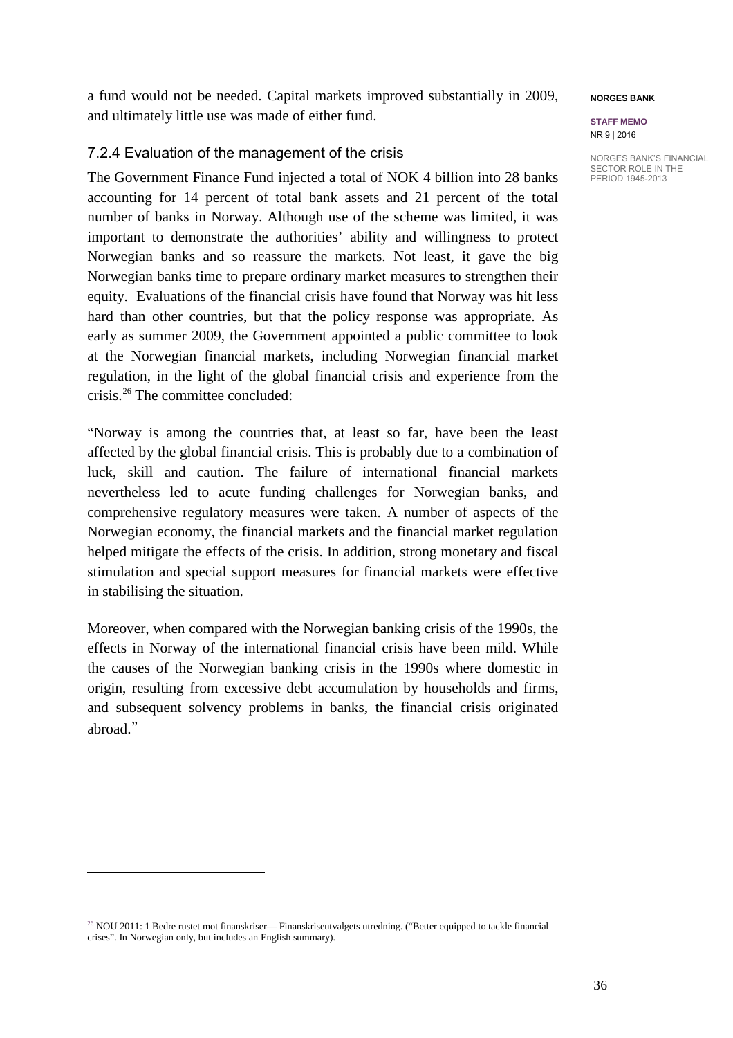a fund would not be needed. Capital markets improved substantially in 2009, and ultimately little use was made of either fund.

### 7.2.4 Evaluation of the management of the crisis

The Government Finance Fund injected a total of NOK 4 billion into 28 banks accounting for 14 percent of total bank assets and 21 percent of the total number of banks in Norway. Although use of the scheme was limited, it was important to demonstrate the authorities' ability and willingness to protect Norwegian banks and so reassure the markets. Not least, it gave the big Norwegian banks time to prepare ordinary market measures to strengthen their equity. Evaluations of the financial crisis have found that Norway was hit less hard than other countries, but that the policy response was appropriate. As early as summer 2009, the Government appointed a public committee to look at the Norwegian financial markets, including Norwegian financial market regulation, in the light of the global financial crisis and experience from the crisis.[26] The committee concluded:

"Norway is among the countries that, at least so far, have been the least affected by the global financial crisis. This is probably due to a combination of luck, skill and caution. The failure of international financial markets nevertheless led to acute funding challenges for Norwegian banks, and comprehensive regulatory measures were taken. A number of aspects of the Norwegian economy, the financial markets and the financial market regulation helped mitigate the effects of the crisis. In addition, strong monetary and fiscal stimulation and special support measures for financial markets were effective in stabilising the situation.

Moreover, when compared with the Norwegian banking crisis of the 1990s, the effects in Norway of the international financial crisis have been mild. While the causes of the Norwegian banking crisis in the 1990s where domestic in origin, resulting from excessive debt accumulation by households and firms, and subsequent solvency problems in banks, the financial crisis originated abroad."

[26] NOU 2011: 1 Bedre rustet mot finanskriser— Finanskriseutvalgets utredning. ("Better equipped to tackle financial crises". In Norwegian only, but includes an English summary).